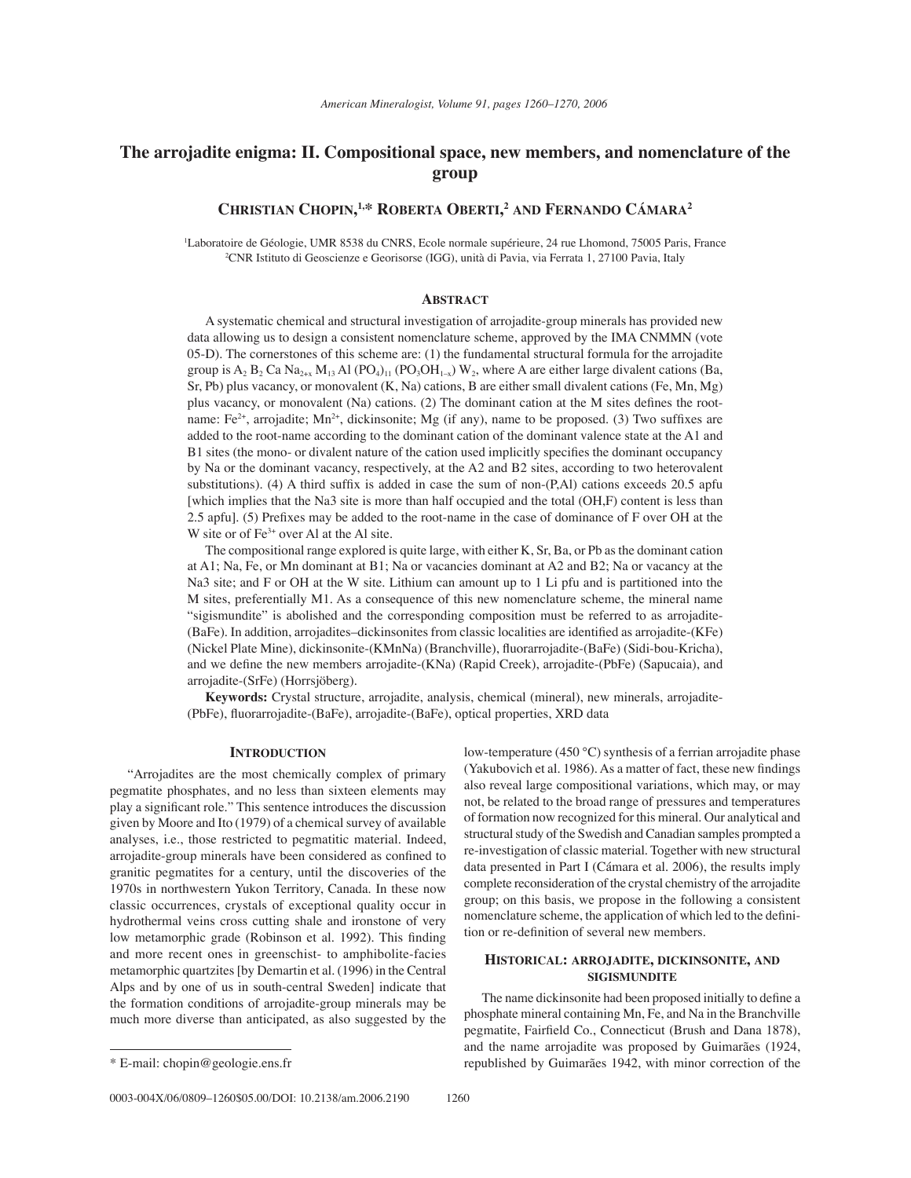# The arrojadite enigma: II. Compositional space, new members, and nomenclature of the group

**Christian Chopin,[1,*] Roberta Oberti,[2] and Fernando Cámara[2]**

[1]Laboratoire de Géologie, UMR 8538 du CNRS, Ecole normale supérieure, 24 rue Lhomond, 75005 Paris, France
[2]CNR Istituto di Geoscienze e Georisorse (IGG), unità di Pavia, via Ferrata 1, 27100 Pavia, Italy

## Abstract

A systematic chemical and structural investigation of arrojadite-group minerals has provided new data allowing us to design a consistent nomenclature scheme, approved by the IMA CNMMN (vote 05-D). The cornerstones of this scheme are: (1) the fundamental structural formula for the arrojadite group is $A_2$ $B_2$ Ca $Na_{2+x}$ $M_{13}$ Al $(PO_4)_{11}$ $(PO_3OH_{1-x})$ $W_2$, where A are either large divalent cations (Ba, Sr, Pb) plus vacancy, or monovalent (K, Na) cations, B are either small divalent cations (Fe, Mn, Mg) plus vacancy, or monovalent (Na) cations. (2) The dominant cation at the M sites defines the root-name: $Fe^{2+}$, arrojadite; $Mn^{2+}$, dickinsonite; Mg (if any), name to be proposed. (3) Two suffixes are added to the root-name according to the dominant cation of the dominant valence state at the A1 and B1 sites (the mono- or divalent nature of the cation used implicitly specifies the dominant occupancy by Na or the dominant vacancy, respectively, at the A2 and B2 sites, according to two heterovalent substitutions). (4) A third suffix is added in case the sum of non-(P,Al) cations exceeds 20.5 apfu [which implies that the Na3 site is more than half occupied and the total (OH,F) content is less than 2.5 apfu]. (5) Prefixes may be added to the root-name in the case of dominance of F over OH at the W site or of $Fe^{3+}$ over Al at the Al site.

The compositional range explored is quite large, with either K, Sr, Ba, or Pb as the dominant cation at A1; Na, Fe, or Mn dominant at B1; Na or vacancies dominant at A2 and B2; Na or vacancy at the Na3 site; and F or OH at the W site. Lithium can amount up to 1 Li pfu and is partitioned into the M sites, preferentially M1. As a consequence of this new nomenclature scheme, the mineral name "sigismundite" is abolished and the corresponding composition must be referred to as arrojadite-(BaFe). In addition, arrojadites–dickinsonites from classic localities are identified as arrojadite-(KFe) (Nickel Plate Mine), dickinsonite-(KMnNa) (Branchville), fluorarrojadite-(BaFe) (Sidi-bou-Kricha), and we define the new members arrojadite-(KNa) (Rapid Creek), arrojadite-(PbFe) (Sapucaia), and arrojadite-(SrFe) (Horrsjöberg).

**Keywords:** Crystal structure, arrojadite, analysis, chemical (mineral), new minerals, arrojadite-(PbFe), fluorarrojadite-(BaFe), arrojadite-(BaFe), optical properties, XRD data

## Introduction

"Arrojadites are the most chemically complex of primary pegmatite phosphates, and no less than sixteen elements may play a significant role." This sentence introduces the discussion given by Moore and Ito (1979) of a chemical survey of available analyses, i.e., those restricted to pegmatitic material. Indeed, arrojadite-group minerals have been considered as confined to granitic pegmatites for a century, until the discoveries of the 1970s in northwestern Yukon Territory, Canada. In these now classic occurrences, crystals of exceptional quality occur in hydrothermal veins cross cutting shale and ironstone of very low metamorphic grade (Robinson et al. 1992). This finding and more recent ones in greenschist- to amphibolite-facies metamorphic quartzites [by Demartin et al. (1996) in the Central Alps and by one of us in south-central Sweden] indicate that the formation conditions of arrojadite-group minerals may be much more diverse than anticipated, as also suggested by the low-temperature (450 °C) synthesis of a ferrian arrojadite phase (Yakubovich et al. 1986). As a matter of fact, these new findings also reveal large compositional variations, which may, or may not, be related to the broad range of pressures and temperatures of formation now recognized for this mineral. Our analytical and structural study of the Swedish and Canadian samples prompted a re-investigation of classic material. Together with new structural data presented in Part I (Cámara et al. 2006), the results imply complete reconsideration of the crystal chemistry of the arrojadite group; on this basis, we propose in the following a consistent nomenclature scheme, the application of which led to the definition or re-definition of several new members.

## Historical: arrojadite, dickinsonite, and sigismundite

The name dickinsonite had been proposed initially to define a phosphate mineral containing Mn, Fe, and Na in the Branchville pegmatite, Fairfield Co., Connecticut (Brush and Dana 1878), and the name arrojadite was proposed by Guimarães (1924, republished by Guimarães 1942, with minor correction of the

* E-mail: chopin@geologie.ens.fr

0003-004X/06/0809–1260$05.00/DOI: 10.2138/am.2006.2190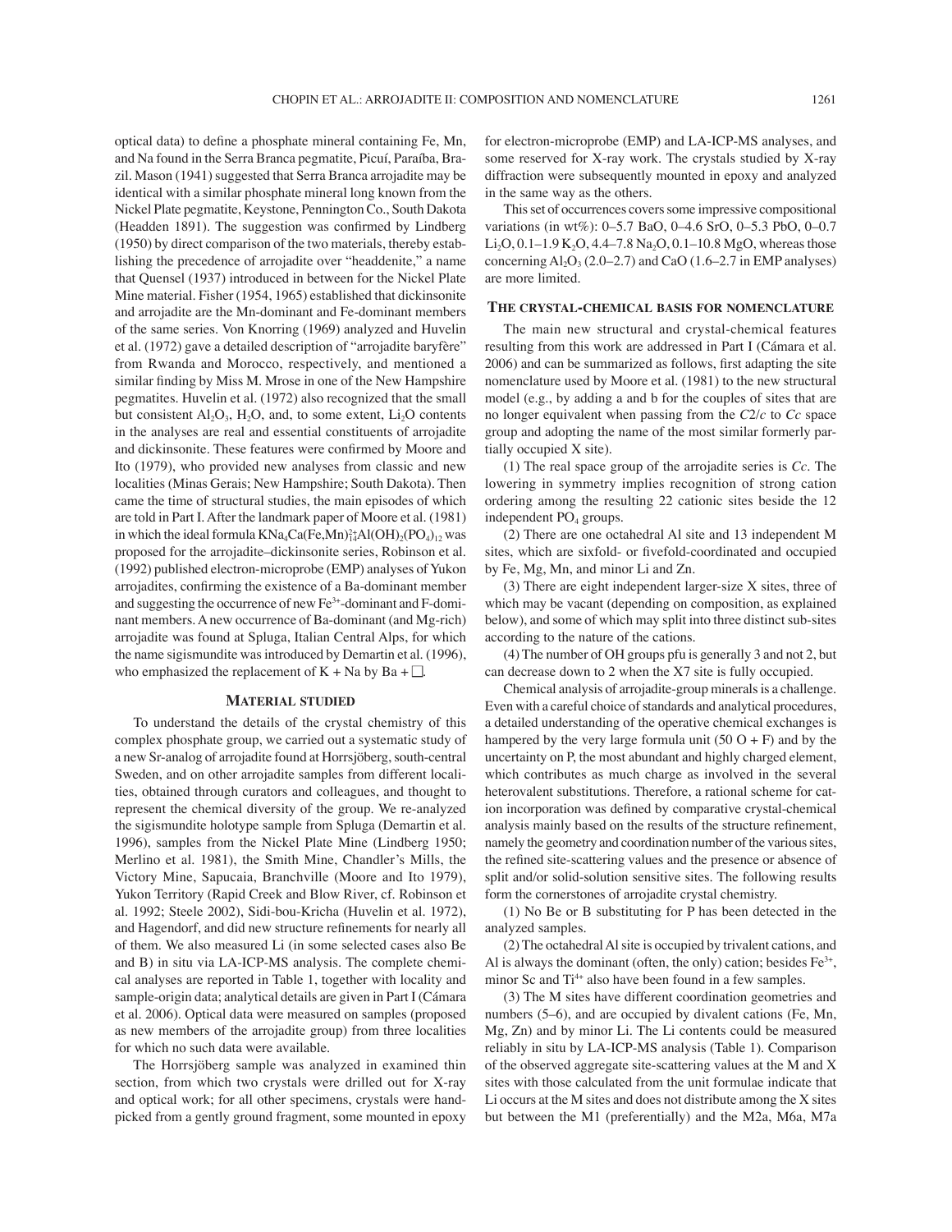optical data) to define a phosphate mineral containing Fe, Mn, and Na found in the Serra Branca pegmatite, Picuí, Paraíba, Brazil. Mason (1941) suggested that Serra Branca arrojadite may be identical with a similar phosphate mineral long known from the Nickel Plate pegmatite, Keystone, Pennington Co., South Dakota (Headden 1891). The suggestion was confirmed by Lindberg (1950) by direct comparison of the two materials, thereby establishing the precedence of arrojadite over "headdenite," a name that Quensel (1937) introduced in between for the Nickel Plate Mine material. Fisher (1954, 1965) established that dickinsonite and arrojadite are the Mn-dominant and Fe-dominant members of the same series. Von Knorring (1969) analyzed and Huvelin et al. (1972) gave a detailed description of "arrojadite baryfère" from Rwanda and Morocco, respectively, and mentioned a similar finding by Miss M. Mrose in one of the New Hampshire pegmatites. Huvelin et al. (1972) also recognized that the small but consistent $Al_2O_3$, $H_2O$, and, to some extent, $Li_2O$ contents in the analyses are real and essential constituents of arrojadite and dickinsonite. These features were confirmed by Moore and Ito (1979), who provided new analyses from classic and new localities (Minas Gerais; New Hampshire; South Dakota). Then came the time of structural studies, the main episodes of which are told in Part I. After the landmark paper of Moore et al. (1981) in which the ideal formula $KNa_4Ca(Fe,Mn)^{2+}_{14}Al(OH)_2(PO_4)_{12}$ was proposed for the arrojadite–dickinsonite series, Robinson et al. (1992) published electron-microprobe (EMP) analyses of Yukon arrojadites, confirming the existence of a Ba-dominant member and suggesting the occurrence of new $Fe^{3+}$-dominant and F-dominant members. A new occurrence of Ba-dominant (and Mg-rich) arrojadite was found at Spluga, Italian Central Alps, for which the name sigismundite was introduced by Demartin et al. (1996), who emphasized the replacement of K + Na by Ba + □.

## Material studied

To understand the details of the crystal chemistry of this complex phosphate group, we carried out a systematic study of a new Sr-analog of arrojadite found at Horrsjöberg, south-central Sweden, and on other arrojadite samples from different localities, obtained through curators and colleagues, and thought to represent the chemical diversity of the group. We re-analyzed the sigismundite holotype sample from Spluga (Demartin et al. 1996), samples from the Nickel Plate Mine (Lindberg 1950; Merlino et al. 1981), the Smith Mine, Chandler's Mills, the Victory Mine, Sapucaia, Branchville (Moore and Ito 1979), Yukon Territory (Rapid Creek and Blow River, cf. Robinson et al. 1992; Steele 2002), Sidi-bou-Kricha (Huvelin et al. 1972), and Hagendorf, and did new structure refinements for nearly all of them. We also measured Li (in some selected cases also Be and B) in situ via LA-ICP-MS analysis. The complete chemical analyses are reported in Table 1, together with locality and sample-origin data; analytical details are given in Part I (Cámara et al. 2006). Optical data were measured on samples (proposed as new members of the arrojadite group) from three localities for which no such data were available.

The Horrsjöberg sample was analyzed in examined thin section, from which two crystals were drilled out for X-ray and optical work; for all other specimens, crystals were handpicked from a gently ground fragment, some mounted in epoxy for electron-microprobe (EMP) and LA-ICP-MS analyses, and some reserved for X-ray work. The crystals studied by X-ray diffraction were subsequently mounted in epoxy and analyzed in the same way as the others.

This set of occurrences covers some impressive compositional variations (in wt%): 0–5.7 BaO, 0–4.6 SrO, 0–5.3 PbO, 0–0.7 $Li_2O$, 0.1–1.9 $K_2O$, 4.4–7.8 $Na_2O$, 0.1–10.8 MgO, whereas those concerning $Al_2O_3$ (2.0–2.7) and CaO (1.6–2.7 in EMP analyses) are more limited.

## The crystal-chemical basis for nomenclature

The main new structural and crystal-chemical features resulting from this work are addressed in Part I (Cámara et al. 2006) and can be summarized as follows, first adapting the site nomenclature used by Moore et al. (1981) to the new structural model (e.g., by adding a and b for the couples of sites that are no longer equivalent when passing from the $C2/c$ to $Cc$ space group and adopting the name of the most similar formerly partially occupied X site).

(1) The real space group of the arrojadite series is $Cc$. The lowering in symmetry implies recognition of strong cation ordering among the resulting 22 cationic sites beside the 12 independent $PO_4$ groups.

(2) There are one octahedral Al site and 13 independent M sites, which are sixfold- or fivefold-coordinated and occupied by Fe, Mg, Mn, and minor Li and Zn.

(3) There are eight independent larger-size X sites, three of which may be vacant (depending on composition, as explained below), and some of which may split into three distinct sub-sites according to the nature of the cations.

(4) The number of OH groups pfu is generally 3 and not 2, but can decrease down to 2 when the X7 site is fully occupied.

Chemical analysis of arrojadite-group minerals is a challenge. Even with a careful choice of standards and analytical procedures, a detailed understanding of the operative chemical exchanges is hampered by the very large formula unit (50 O + F) and by the uncertainty on P, the most abundant and highly charged element, which contributes as much charge as involved in the several heterovalent substitutions. Therefore, a rational scheme for cation incorporation was defined by comparative crystal-chemical analysis mainly based on the results of the structure refinement, namely the geometry and coordination number of the various sites, the refined site-scattering values and the presence or absence of split and/or solid-solution sensitive sites. The following results form the cornerstones of arrojadite crystal chemistry.

(1) No Be or B substituting for P has been detected in the analyzed samples.

(2) The octahedral Al site is occupied by trivalent cations, and Al is always the dominant (often, the only) cation; besides $Fe^{3+}$, minor Sc and $Ti^{4+}$ also have been found in a few samples.

(3) The M sites have different coordination geometries and numbers (5–6), and are occupied by divalent cations (Fe, Mn, Mg, Zn) and by minor Li. The Li contents could be measured reliably in situ by LA-ICP-MS analysis (Table 1). Comparison of the observed aggregate site-scattering values at the M and X sites with those calculated from the unit formulae indicate that Li occurs at the M sites and does not distribute among the X sites but between the M1 (preferentially) and the M2a, M6a, M7a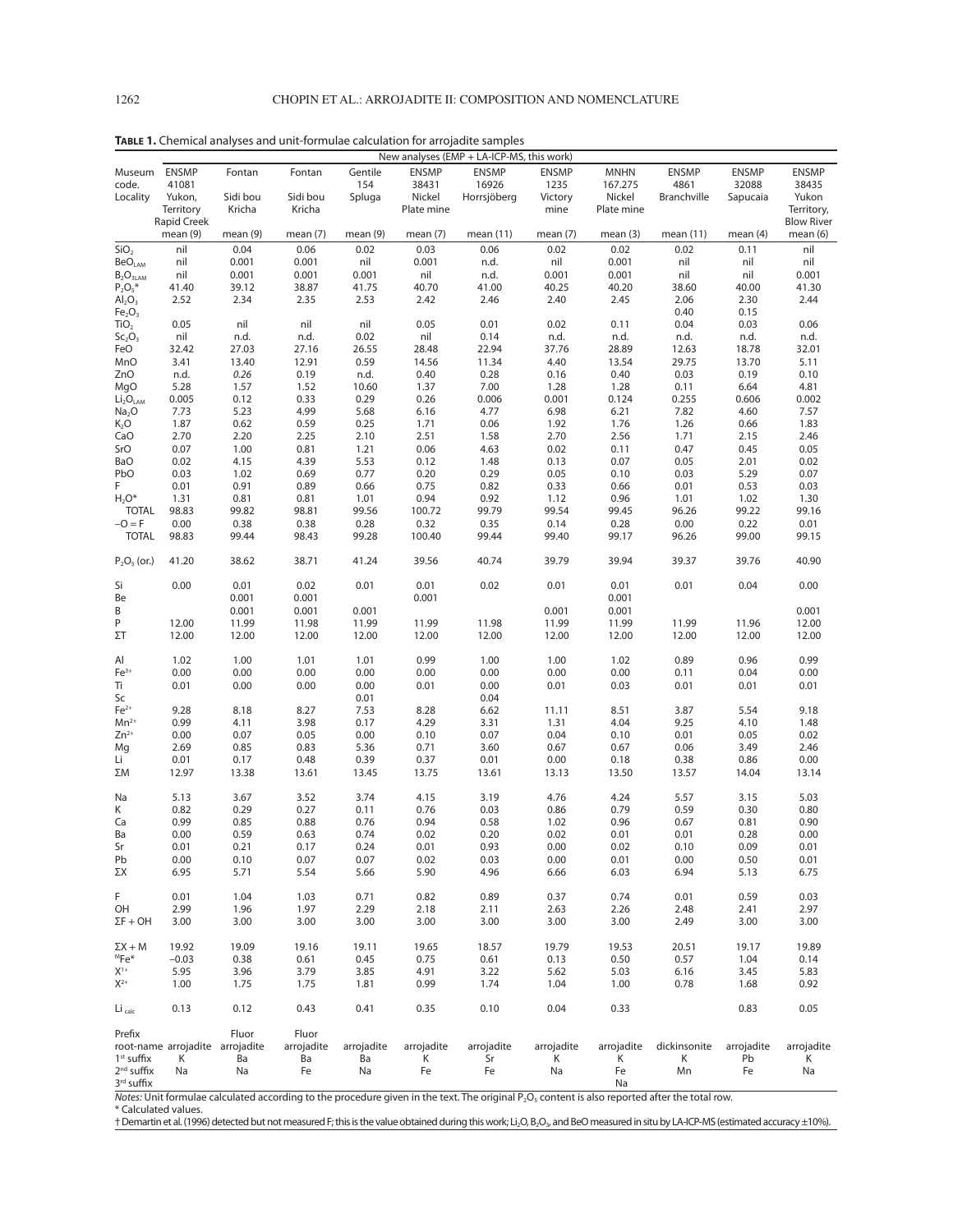**TABLE 1.** Chemical analyses and unit-formulae calculation for arrojadite samples

| | New analyses (EMP + LA-ICP-MS, this work) | | | | | | | | | | |
|---|---|---|---|---|---|---|---|---|---|---|---|
| Museum code. | ENSMP 41081 | Fontan | Fontan | Gentile 154 | ENSMP 38431 | ENSMP 16926 | ENSMP 1235 | MNHN 167.275 | ENSMP 4861 | ENSMP 32088 | ENSMP 38435 |
| Locality | Yukon, Territory Rapid Creek | Sidi bou Kricha | Sidi bou Kricha | Spluga | Nickel Plate mine | Horrsjöberg | Victory mine | Nickel Plate mine | Branchville | Sapucaia | Yukon Territory, Blow River |
| | mean (9) | mean (9) | mean (7) | mean (9) | mean (7) | mean (11) | mean (7) | mean (3) | mean (11) | mean (4) | mean (6) |
| $SiO_2$ | nil | 0.04 | 0.06 | 0.02 | 0.03 | 0.06 | 0.02 | 0.02 | 0.02 | 0.11 | nil |
| $BeO_{LAM}$ | nil | 0.001 | 0.001 | nil | 0.001 | n.d. | nil | 0.001 | nil | nil | nil |
| $B_2O_{3LAM}$ | nil | 0.001 | 0.001 | 0.001 | nil | n.d. | 0.001 | 0.001 | nil | nil | 0.001 |
| $P_2O_5$* | 41.40 | 39.12 | 38.87 | 41.75 | 40.70 | 41.00 | 40.25 | 40.20 | 38.60 | 40.00 | 41.30 |
| $Al_2O_3$ | 2.52 | 2.34 | 2.35 | 2.53 | 2.42 | 2.46 | 2.40 | 2.45 | 2.06 | 2.30 | 2.44 |
| $Fe_2O_3$ | | | | | | | | | 0.40 | 0.15 | |
| $TiO_2$ | 0.05 | nil | nil | nil | 0.05 | 0.01 | 0.02 | 0.11 | 0.04 | 0.03 | 0.06 |
| $Sc_2O_3$ | nil | n.d. | n.d. | 0.02 | nil | 0.14 | n.d. | n.d. | n.d. | n.d. | n.d. |
| FeO | 32.42 | 27.03 | 27.16 | 26.55 | 28.48 | 22.94 | 37.76 | 28.89 | 12.63 | 18.78 | 32.01 |
| MnO | 3.41 | 13.40 | 12.91 | 0.59 | 14.56 | 11.34 | 4.40 | 13.54 | 29.75 | 13.70 | 5.11 |
| ZnO | n.d. | *0.26* | 0.19 | n.d. | 0.40 | 0.28 | 0.16 | 0.40 | 0.03 | 0.19 | 0.10 |
| MgO | 5.28 | 1.57 | 1.52 | 10.60 | 1.37 | 7.00 | 1.28 | 1.28 | 0.11 | 6.64 | 4.81 |
| $Li_2O_{LAM}$ | 0.005 | 0.12 | 0.33 | 0.29 | 0.26 | 0.006 | 0.001 | 0.124 | 0.255 | 0.606 | 0.002 |
| $Na_2O$ | 7.73 | 5.23 | 4.99 | 5.68 | 6.16 | 4.77 | 6.98 | 6.21 | 7.82 | 4.60 | 7.57 |
| $K_2O$ | 1.87 | 0.62 | 0.59 | 0.25 | 1.71 | 0.06 | 1.92 | 1.76 | 1.26 | 0.66 | 1.83 |
| CaO | 2.70 | 2.20 | 2.25 | 2.10 | 2.51 | 1.58 | 2.70 | 2.56 | 1.71 | 2.15 | 2.46 |
| SrO | 0.07 | 1.00 | 0.81 | 1.21 | 0.06 | 4.63 | 0.02 | 0.11 | 0.47 | 0.45 | 0.05 |
| BaO | 0.02 | 4.15 | 4.39 | 5.53 | 0.12 | 1.48 | 0.13 | 0.07 | 0.05 | 2.01 | 0.02 |
| PbO | 0.03 | 1.02 | 0.69 | 0.77 | 0.20 | 0.29 | 0.05 | 0.10 | 0.03 | 5.29 | 0.07 |
| F | 0.01 | 0.91 | 0.89 | 0.66 | 0.75 | 0.82 | 0.33 | 0.66 | 0.01 | 0.53 | 0.03 |
| $H_2O$* | 1.31 | 0.81 | 0.81 | 1.01 | 0.94 | 0.92 | 1.12 | 0.96 | 1.01 | 1.02 | 1.30 |
| TOTAL | 98.83 | 99.82 | 98.81 | 99.56 | 100.72 | 99.79 | 99.54 | 99.45 | 96.26 | 99.22 | 99.16 |
| –O = F | 0.00 | 0.38 | 0.38 | 0.28 | 0.32 | 0.35 | 0.14 | 0.28 | 0.00 | 0.22 | 0.01 |
| TOTAL | 98.83 | 99.44 | 98.43 | 99.28 | 100.40 | 99.44 | 99.40 | 99.17 | 96.26 | 99.00 | 99.15 |
| $P_2O_5$ (or.) | 41.20 | 38.62 | 38.71 | 41.24 | 39.56 | 40.74 | 39.79 | 39.94 | 39.37 | 39.76 | 40.90 |
| Si | 0.00 | 0.01 | 0.02 | 0.01 | 0.01 | 0.02 | 0.01 | 0.01 | 0.01 | 0.04 | 0.00 |
| Be | | 0.001 | 0.001 | | 0.001 | | | 0.001 | | | |
| B | | 0.001 | 0.001 | 0.001 | | | 0.001 | 0.001 | | | 0.001 |
| P | 12.00 | 11.99 | 11.98 | 11.99 | 11.99 | 11.98 | 11.99 | 11.99 | 11.99 | 11.96 | 12.00 |
| ΣT | 12.00 | 12.00 | 12.00 | 12.00 | 12.00 | 12.00 | 12.00 | 12.00 | 12.00 | 12.00 | 12.00 |
| Al | 1.02 | 1.00 | 1.01 | 1.01 | 0.99 | 1.00 | 1.00 | 1.02 | 0.89 | 0.96 | 0.99 |
| $Fe^{3+}$ | 0.00 | 0.00 | 0.00 | 0.00 | 0.00 | 0.00 | 0.00 | 0.00 | 0.11 | 0.04 | 0.00 |
| Ti | 0.01 | 0.00 | 0.00 | 0.00 | 0.01 | 0.00 | 0.01 | 0.03 | 0.01 | 0.01 | 0.01 |
| Sc | | | | 0.01 | | 0.04 | | | | | |
| $Fe^{2+}$ | 9.28 | 8.18 | 8.27 | 7.53 | 8.28 | 6.62 | 11.11 | 8.51 | 3.87 | 5.54 | 9.18 |
| $Mn^{2+}$ | 0.99 | 4.11 | 3.98 | 0.17 | 4.29 | 3.31 | 1.31 | 4.04 | 9.25 | 4.10 | 1.48 |
| $Zn^{2+}$ | 0.00 | 0.07 | 0.05 | 0.00 | 0.10 | 0.07 | 0.04 | 0.10 | 0.01 | 0.05 | 0.02 |
| Mg | 2.69 | 0.85 | 0.83 | 5.36 | 0.71 | 3.60 | 0.67 | 0.67 | 0.06 | 3.49 | 2.46 |
| Li | 0.01 | 0.17 | 0.48 | 0.39 | 0.37 | 0.01 | 0.00 | 0.18 | 0.38 | 0.86 | 0.00 |
| ΣM | 12.97 | 13.38 | 13.61 | 13.45 | 13.75 | 13.61 | 13.13 | 13.50 | 13.57 | 14.04 | 13.14 |
| Na | 5.13 | 3.67 | 3.52 | 3.74 | 4.15 | 3.19 | 4.76 | 4.24 | 5.57 | 3.15 | 5.03 |
| K | 0.82 | 0.29 | 0.27 | 0.11 | 0.76 | 0.03 | 0.86 | 0.79 | 0.59 | 0.30 | 0.80 |
| Ca | 0.99 | 0.85 | 0.88 | 0.76 | 0.94 | 0.58 | 1.02 | 0.96 | 0.67 | 0.81 | 0.90 |
| Ba | 0.00 | 0.59 | 0.63 | 0.74 | 0.02 | 0.20 | 0.02 | 0.01 | 0.01 | 0.28 | 0.00 |
| Sr | 0.01 | 0.21 | 0.17 | 0.24 | 0.01 | 0.93 | 0.00 | 0.02 | 0.10 | 0.09 | 0.01 |
| Pb | 0.00 | 0.10 | 0.07 | 0.07 | 0.02 | 0.03 | 0.00 | 0.01 | 0.00 | 0.50 | 0.01 |
| ΣX | 6.95 | 5.71 | 5.54 | 5.66 | 5.90 | 4.96 | 6.66 | 6.03 | 6.94 | 5.13 | 6.75 |
| F | 0.01 | 1.04 | 1.03 | 0.71 | 0.82 | 0.89 | 0.37 | 0.74 | 0.01 | 0.59 | 0.03 |
| OH | 2.99 | 1.96 | 1.97 | 2.29 | 2.18 | 2.11 | 2.63 | 2.26 | 2.48 | 2.41 | 2.97 |
| ΣF + OH | 3.00 | 3.00 | 3.00 | 3.00 | 3.00 | 3.00 | 3.00 | 3.00 | 2.49 | 3.00 | 3.00 |
| ΣX + M | 19.92 | 19.09 | 19.16 | 19.11 | 19.65 | 18.57 | 19.79 | 19.53 | 20.51 | 19.17 | 19.89 |
| $^{M}Fe$* | –0.03 | 0.38 | 0.61 | 0.45 | 0.75 | 0.61 | 0.13 | 0.50 | 0.57 | 1.04 | 0.14 |
| $X^{1+}$ | 5.95 | 3.96 | 3.79 | 3.85 | 4.91 | 3.22 | 5.62 | 5.03 | 6.16 | 3.45 | 5.83 |
| $X^{2+}$ | 1.00 | 1.75 | 1.75 | 1.81 | 0.99 | 1.74 | 1.04 | 1.00 | 0.78 | 1.68 | 0.92 |
| $Li_{calc}$ | 0.13 | 0.12 | 0.43 | 0.41 | 0.35 | 0.10 | 0.04 | 0.33 | | 0.83 | 0.05 |
| Prefix | | Fluor | Fluor | | | | | | | | |
| root-name | arrojadite | arrojadite | arrojadite | arrojadite | arrojadite | arrojadite | arrojadite | arrojadite | dickinsonite | arrojadite | arrojadite |
| 1[st] suffix | K | Ba | Ba | Ba | K | Sr | K | K | K | Pb | K |
| 2[nd] suffix | Na | Na | Fe | Na | Fe | Fe | Na | Fe | Mn | Fe | Na |
| 3[rd] suffix | | | | | | | | Na | | | |

*Notes:* Unit formulae calculated according to the procedure given in the text. The original $P_2O_5$ content is also reported after the total row.

\* Calculated values.

† Demartin et al. (1996) detected but not measured F; this is the value obtained during this work; $Li_2O$, $B_2O_3$, and BeO measured in situ by LA-ICP-MS (estimated accuracy ±10%).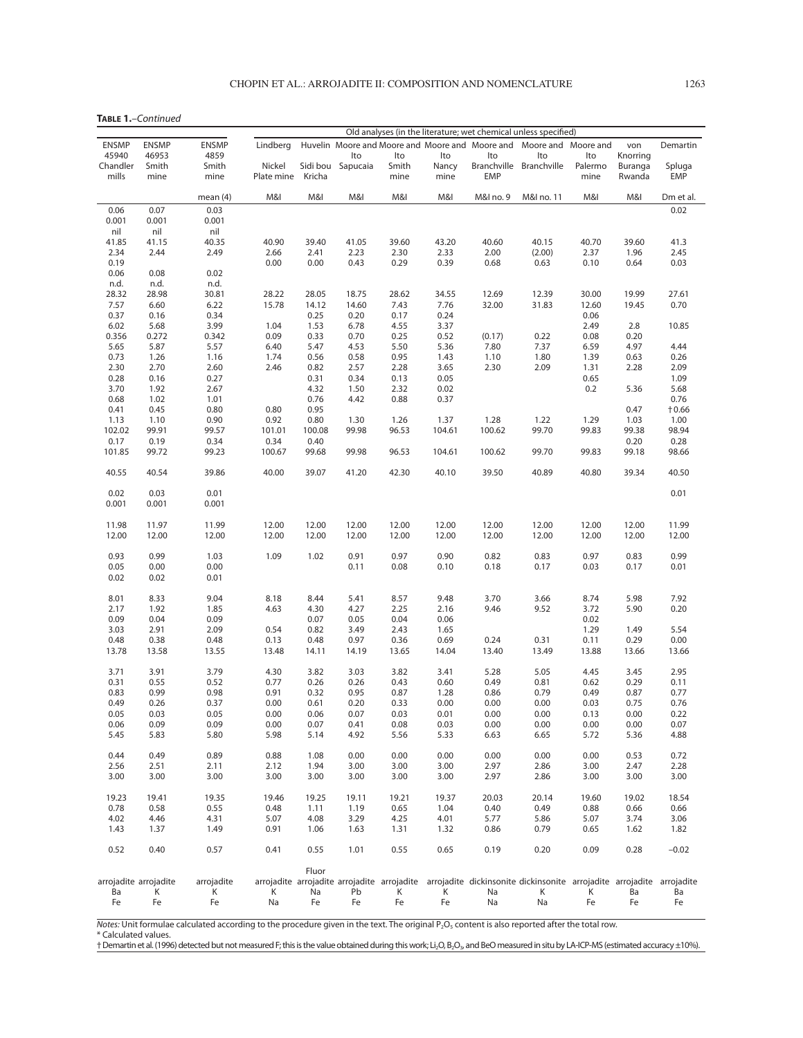**Table 1.**–*Continued*

| ENSMP 45940 | ENSMP 46953 | ENSMP 4859 | Old analyses (in the literature; wet chemical unless specified) | | | | | | | | | |
|---|---|---|---|---|---|---|---|---|---|---|---|---|
| | | | Lindberg | Huvelin | Moore and Ito | Moore and Ito | Moore and Ito | Moore and Ito | Moore and Ito | Moore and Ito | von Knorring | Demartin |
| Chandler mills | Smith mine | Smith mine | Nickel Plate mine | Sidi bou Kricha | Sapucaia | Smith mine | Nancy mine | Branchville EMP | Branchville | Palermo mine | Buranga Rwanda | Spluga EMP |
| | | mean (4) | M&I | M&I | M&I | M&I | M&I | M&I no. 9 | M&I no. 11 | M&I | M&I | Dm et al. |
| 0.06 | 0.07 | 0.03 | | | | | | | | | | 0.02 |
| 0.001 | 0.001 | 0.001 | | | | | | | | | | |
| nil | nil | nil | | | | | | | | | | |
| 41.85 | 41.15 | 40.35 | 40.90 | 39.40 | 41.05 | 39.60 | 43.20 | 40.60 | 40.15 | 40.70 | 39.60 | 41.3 |
| 2.34 | 2.44 | 2.49 | 2.66 | 2.41 | 2.23 | 2.30 | 2.33 | 2.00 | (2.00) | 2.37 | 1.96 | 2.45 |
| 0.19 | | | 0.00 | 0.00 | 0.43 | 0.29 | 0.39 | 0.68 | 0.63 | 0.10 | 0.64 | 0.03 |
| 0.06 | 0.08 | 0.02 | | | | | | | | | | |
| n.d. | n.d. | n.d. | | | | | | | | | | |
| 28.32 | 28.98 | 30.81 | 28.22 | 28.05 | 18.75 | 28.62 | 34.55 | 12.69 | 12.39 | 30.00 | 19.99 | 27.61 |
| 7.57 | 6.60 | 6.22 | 15.78 | 14.12 | 14.60 | 7.43 | 7.76 | 32.00 | 31.83 | 12.60 | 19.45 | 0.70 |
| 0.37 | 0.16 | 0.34 | | 0.25 | 0.20 | 0.17 | 0.24 | | | 0.06 | | |
| 6.02 | 5.68 | 3.99 | 1.04 | 1.53 | 6.78 | 4.55 | 3.37 | | | 2.49 | 2.8 | 10.85 |
| 0.356 | 0.272 | 0.342 | 0.09 | 0.33 | 0.70 | 0.25 | 0.52 | (0.17) | 0.22 | 0.08 | 0.20 | |
| 5.65 | 5.87 | 5.57 | 6.40 | 5.47 | 4.53 | 5.50 | 5.36 | 7.80 | 7.37 | 6.59 | 4.97 | 4.44 |
| 0.73 | 1.26 | 1.16 | 1.74 | 0.56 | 0.58 | 0.95 | 1.43 | 1.10 | 1.80 | 1.39 | 0.63 | 0.26 |
| 2.30 | 2.70 | 2.60 | 2.46 | 0.82 | 2.57 | 2.28 | 3.65 | 2.30 | 2.09 | 1.31 | 2.28 | 2.09 |
| 0.28 | 0.16 | 0.27 | | 0.31 | 0.34 | 0.13 | 0.05 | | | 0.65 | | 1.09 |
| 3.70 | 1.92 | 2.67 | | 4.32 | 1.50 | 2.32 | 0.02 | | | 0.2 | 5.36 | 5.68 |
| 0.68 | 1.02 | 1.01 | | 0.76 | 4.42 | 0.88 | 0.37 | | | | | 0.76 |
| 0.41 | 0.45 | 0.80 | 0.80 | 0.95 | | | | | | | 0.47 | †0.66 |
| 1.13 | 1.10 | 0.90 | 0.92 | 0.80 | 1.30 | 1.26 | 1.37 | 1.28 | 1.22 | 1.29 | 1.03 | 1.00 |
| 102.02 | 99.91 | 99.57 | 101.01 | 100.08 | 99.98 | 96.53 | 104.61 | 100.62 | 99.70 | 99.83 | 99.38 | 98.94 |
| 0.17 | 0.19 | 0.34 | 0.34 | 0.40 | | | | | | | 0.20 | 0.28 |
| 101.85 | 99.72 | 99.23 | 100.67 | 99.68 | 99.98 | 96.53 | 104.61 | 100.62 | 99.70 | 99.83 | 99.18 | 98.66 |
| 40.55 | 40.54 | 39.86 | 40.00 | 39.07 | 41.20 | 42.30 | 40.10 | 39.50 | 40.89 | 40.80 | 39.34 | 40.50 |
| 0.02 | 0.03 | 0.01 | | | | | | | | | | 0.01 |
| 0.001 | 0.001 | 0.001 | | | | | | | | | | |
| 11.98 | 11.97 | 11.99 | 12.00 | 12.00 | 12.00 | 12.00 | 12.00 | 12.00 | 12.00 | 12.00 | 12.00 | 11.99 |
| 12.00 | 12.00 | 12.00 | 12.00 | 12.00 | 12.00 | 12.00 | 12.00 | 12.00 | 12.00 | 12.00 | 12.00 | 12.00 |
| 0.93 | 0.99 | 1.03 | 1.09 | 1.02 | 0.91 | 0.97 | 0.90 | 0.82 | 0.83 | 0.97 | 0.83 | 0.99 |
| 0.05 | 0.00 | 0.00 | | | 0.11 | 0.08 | 0.10 | 0.18 | 0.17 | 0.03 | 0.17 | 0.01 |
| 0.02 | 0.02 | 0.01 | | | | | | | | | | |
| 8.01 | 8.33 | 9.04 | 8.18 | 8.44 | 5.41 | 8.57 | 9.48 | 3.70 | 3.66 | 8.74 | 5.98 | 7.92 |
| 2.17 | 1.92 | 1.85 | 4.63 | 4.30 | 4.27 | 2.25 | 2.16 | 9.46 | 9.52 | 3.72 | 5.90 | 0.20 |
| 0.09 | 0.04 | 0.09 | | 0.07 | 0.05 | 0.04 | 0.06 | | | 0.02 | | |
| 3.03 | 2.91 | 2.09 | 0.54 | 0.82 | 3.49 | 2.43 | 1.65 | | | 1.29 | 1.49 | 5.54 |
| 0.48 | 0.38 | 0.48 | 0.13 | 0.48 | 0.97 | 0.36 | 0.69 | 0.24 | 0.31 | 0.11 | 0.29 | 0.00 |
| 13.78 | 13.58 | 13.55 | 13.48 | 14.11 | 14.19 | 13.65 | 14.04 | 13.40 | 13.49 | 13.88 | 13.66 | 13.66 |
| 3.71 | 3.91 | 3.79 | 4.30 | 3.82 | 3.03 | 3.82 | 3.41 | 5.28 | 5.05 | 4.45 | 3.45 | 2.95 |
| 0.31 | 0.55 | 0.52 | 0.77 | 0.26 | 0.26 | 0.43 | 0.60 | 0.49 | 0.81 | 0.62 | 0.29 | 0.11 |
| 0.83 | 0.99 | 0.98 | 0.91 | 0.32 | 0.95 | 0.87 | 1.28 | 0.86 | 0.79 | 0.49 | 0.87 | 0.77 |
| 0.49 | 0.26 | 0.37 | 0.00 | 0.61 | 0.20 | 0.33 | 0.00 | 0.00 | 0.00 | 0.03 | 0.75 | 0.76 |
| 0.05 | 0.03 | 0.05 | 0.00 | 0.06 | 0.07 | 0.03 | 0.01 | 0.00 | 0.00 | 0.13 | 0.00 | 0.22 |
| 0.06 | 0.09 | 0.09 | 0.00 | 0.07 | 0.41 | 0.08 | 0.03 | 0.00 | 0.00 | 0.00 | 0.00 | 0.07 |
| 5.45 | 5.83 | 5.80 | 5.98 | 5.14 | 4.92 | 5.56 | 5.33 | 6.63 | 6.65 | 5.72 | 5.36 | 4.88 |
| 0.44 | 0.49 | 0.89 | 0.88 | 1.08 | 0.00 | 0.00 | 0.00 | 0.00 | 0.00 | 0.00 | 0.53 | 0.72 |
| 2.56 | 2.51 | 2.11 | 2.12 | 1.94 | 3.00 | 3.00 | 3.00 | 2.97 | 2.86 | 3.00 | 2.47 | 2.28 |
| 3.00 | 3.00 | 3.00 | 3.00 | 3.00 | 3.00 | 3.00 | 3.00 | 2.97 | 2.86 | 3.00 | 3.00 | 3.00 |
| 19.23 | 19.41 | 19.35 | 19.46 | 19.25 | 19.11 | 19.21 | 19.37 | 20.03 | 20.14 | 19.60 | 19.02 | 18.54 |
| 0.78 | 0.58 | 0.55 | 0.48 | 1.11 | 1.19 | 0.65 | 1.04 | 0.40 | 0.49 | 0.88 | 0.66 | 0.66 |
| 4.02 | 4.46 | 4.31 | 5.07 | 4.08 | 3.29 | 4.25 | 4.01 | 5.77 | 5.86 | 5.07 | 3.74 | 3.06 |
| 1.43 | 1.37 | 1.49 | 0.91 | 1.06 | 1.63 | 1.31 | 1.32 | 0.86 | 0.79 | 0.65 | 1.62 | 1.82 |
| 0.52 | 0.40 | 0.57 | 0.41 | 0.55 | 1.01 | 0.55 | 0.65 | 0.19 | 0.20 | 0.09 | 0.28 | −0.02 |
| arrojadite Ba Fe | arrojadite K Fe | arrojadite K Fe | arrojadite K Na | Fluor arrojadite Na Fe | arrojadite Pb Fe | arrojadite K Fe | arrojadite K Fe | dickinsonite Na Na | dickinsonite K Na | arrojadite K Fe | arrojadite Ba Fe | arrojadite Ba Fe |

*Notes:* Unit formulae calculated according to the procedure given in the text. The original $P_2O_5$ content is also reported after the total row.
\* Calculated values.
† Demartin et al. (1996) detected but not measured F; this is the value obtained during this work; $Li_2O$, $B_2O_3$, and BeO measured in situ by LA-ICP-MS (estimated accuracy ±10%).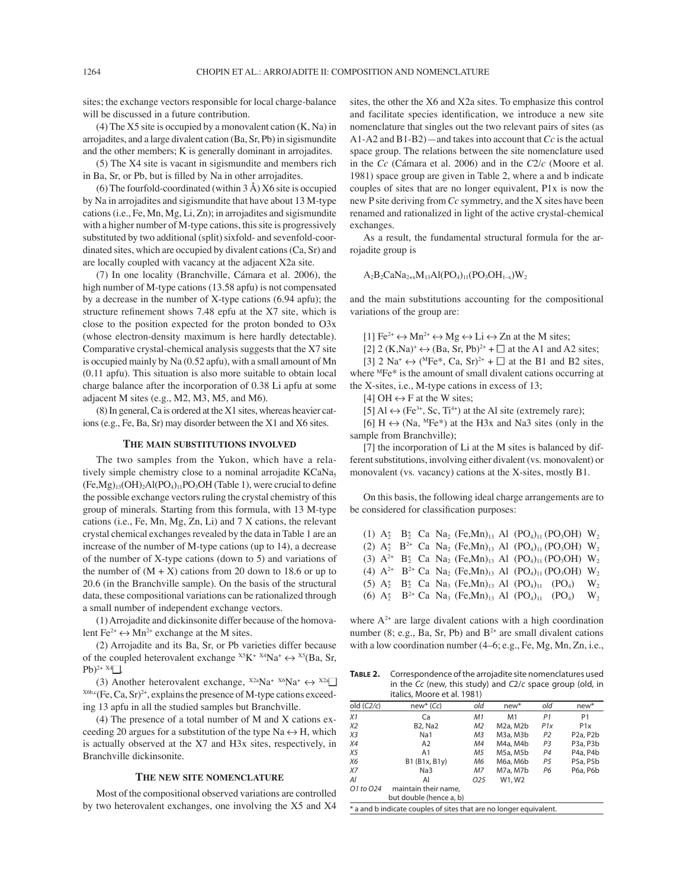sites; the exchange vectors responsible for local charge-balance will be discussed in a future contribution.

(4) The X5 site is occupied by a monovalent cation (K, Na) in arrojadites, and a large divalent cation (Ba, Sr, Pb) in sigismundite and the other members; K is generally dominant in arrojadites.

(5) The X4 site is vacant in sigismundite and members rich in Ba, Sr, or Pb, but is filled by Na in other arrojadites.

(6) The fourfold-coordinated (within 3 Å) X6 site is occupied by Na in arrojadites and sigismundite that have about 13 M-type cations (i.e., Fe, Mn, Mg, Li, Zn); in arrojadites and sigismundite with a higher number of M-type cations, this site is progressively substituted by two additional (split) sixfold- and sevenfold-coordinated sites, which are occupied by divalent cations (Ca, Sr) and are locally coupled with vacancy at the adjacent X2a site.

(7) In one locality (Branchville, Cámara et al. 2006), the high number of M-type cations (13.58 apfu) is not compensated by a decrease in the number of X-type cations (6.94 apfu); the structure refinement shows 7.48 epfu at the X7 site, which is close to the position expected for the proton bonded to O3x (whose electron-density maximum is here hardly detectable). Comparative crystal-chemical analysis suggests that the X7 site is occupied mainly by Na (0.52 apfu), with a small amount of Mn (0.11 apfu). This situation is also more suitable to obtain local charge balance after the incorporation of 0.38 Li apfu at some adjacent M sites (e.g., M2, M3, M5, and M6).

(8) In general, Ca is ordered at the X1 sites, whereas heavier cations (e.g., Fe, Ba, Sr) may disorder between the X1 and X6 sites.

## The main substitutions involved

The two samples from the Yukon, which have a relatively simple chemistry close to a nominal arrojadite $KCaNa_5(Fe,Mg)_{13}(OH)_2Al(PO_4)_{11}PO_3OH$ (Table 1), were crucial to define the possible exchange vectors ruling the crystal chemistry of this group of minerals. Starting from this formula, with 13 M-type cations (i.e., Fe, Mn, Mg, Zn, Li) and 7 X cations, the relevant crystal chemical exchanges revealed by the data in Table 1 are an increase of the number of M-type cations (up to 14), a decrease of the number of X-type cations (down to 5) and variations of the number of (M + X) cations from 20 down to 18.6 or up to 20.6 (in the Branchville sample). On the basis of the structural data, these compositional variations can be rationalized through a small number of independent exchange vectors.

(1) Arrojadite and dickinsonite differ because of the homovalent $Fe^{2+} \leftrightarrow Mn^{2+}$ exchange at the M sites.

(2) Arrojadite and its Ba, Sr, or Pb varieties differ because of the coupled heterovalent exchange ${}^{X5}K^{+}\,{}^{X4}Na^{+} \leftrightarrow {}^{X5}(Ba, Sr, Pb)^{2+}\,{}^{X4}\square$.

(3) Another heterovalent exchange, ${}^{X2a}Na^{+}\,{}^{X6}Na^{+} \leftrightarrow {}^{X2a}\square\,{}^{X6b,c}(Fe, Ca, Sr)^{2+}$, explains the presence of M-type cations exceeding 13 apfu in all the studied samples but Branchville.

(4) The presence of a total number of M and X cations exceeding 20 argues for a substitution of the type Na ↔ H, which is actually observed at the X7 and H3x sites, respectively, in Branchville dickinsonite.

## The new site nomenclature

Most of the compositional observed variations are controlled by two heterovalent exchanges, one involving the X5 and X4 sites, the other the X6 and X2a sites. To emphasize this control and facilitate species identification, we introduce a new site nomenclature that singles out the two relevant pairs of sites (as A1-A2 and B1-B2)—and takes into account that *Cc* is the actual space group. The relations between the site nomenclature used in the *Cc* (Cámara et al. 2006) and in the *C*2/*c* (Moore et al. 1981) space group are given in Table 2, where a and b indicate couples of sites that are no longer equivalent, P1x is now the new P site deriving from *Cc* symmetry, and the X sites have been renamed and rationalized in light of the active crystal-chemical exchanges.

As a result, the fundamental structural formula for the arrojadite group is

$$A_2B_2CaNa_{2+x}M_{13}Al(PO_4)_{11}(PO_3OH_{1-x})W_2$$

and the main substitutions accounting for the compositional variations of the group are:

[1] $Fe^{2+} \leftrightarrow Mn^{2+} \leftrightarrow Mg \leftrightarrow Li \leftrightarrow Zn$ at the M sites;

[2] $2\,(K,Na)^{+} \leftrightarrow (Ba, Sr, Pb)^{2+} + \square$ at the A1 and A2 sites;

[3] $2\,Na^{+} \leftrightarrow ({}^{M}Fe^{*}, Ca, Sr)^{2+} + \square$ at the B1 and B2 sites, where ${}^{M}Fe^{*}$ is the amount of small divalent cations occurring at the X-sites, i.e., M-type cations in excess of 13;

[4] OH ↔ F at the W sites;

[5] Al ↔ ($Fe^{3+}$, Sc, $Ti^{4+}$) at the Al site (extremely rare);

[6] H ↔ (Na, ${}^{M}Fe^{*}$) at the H3x and Na3 sites (only in the sample from Branchville);

[7] the incorporation of Li at the M sites is balanced by different substitutions, involving either divalent (vs. monovalent) or monovalent (vs. vacancy) cations at the X-sites, mostly B1.

On this basis, the following ideal charge arrangements are to be considered for classification purposes:

(1) $A^{+}_{2}\ \ B^{+}_{2}\ Ca\ Na_2\ (Fe,Mn)_{13}\ Al\ (PO_4)_{11}\,(PO_3OH)\ W_2$
(2) $A^{+}_{2}\ \ B^{2+}\ Ca\ Na_2\ (Fe,Mn)_{13}\ Al\ (PO_4)_{11}\,(PO_3OH)\ W_2$
(3) $A^{2+}\ \ B^{+}_{2}\ Ca\ Na_2\ (Fe,Mn)_{13}\ Al\ (PO_4)_{11}\,(PO_3OH)\ W_2$
(4) $A^{2+}\ \ B^{2+}\ Ca\ Na_2\ (Fe,Mn)_{13}\ Al\ (PO_4)_{11}\,(PO_3OH)\ W_2$
(5) $A^{+}_{2}\ \ B^{+}_{2}\ Ca\ Na_3\ (Fe,Mn)_{13}\ Al\ (PO_4)_{11}\ \ (PO_4)\ \ W_2$
(6) $A^{+}_{2}\ \ B^{2+}\ Ca\ Na_3\ (Fe,Mn)_{13}\ Al\ (PO_4)_{11}\ \ (PO_4)\ \ W_2$

where $A^{2+}$ are large divalent cations with a high coordination number (8; e.g., Ba, Sr, Pb) and $B^{2+}$ are small divalent cations with a low coordination number (4–6; e.g., Fe, Mg, Mn, Zn, i.e.,

**Table 2.** Correspondence of the arrojadite site nomenclatures used in the *Cc* (new, this study) and *C*2/*c* space group (old, in italics, Moore et al. 1981)

| old (*C*2/*c*) | new* (*Cc*) | *old* | new* | *old* | new* |
|---|---|---|---|---|---|
| *X1* | Ca | *M1* | M1 | *P1* | P1 |
| *X2* | B2, Na2 | *M2* | M2a, M2b | *P1x* | P1x |
| *X3* | Na1 | *M3* | M3a, M3b | *P2* | P2a, P2b |
| *X4* | A2 | *M4* | M4a, M4b | *P3* | P3a, P3b |
| *X5* | A1 | *M5* | M5a, M5b | *P4* | P4a, P4b |
| *X6* | B1 (B1x, B1y) | *M6* | M6a, M6b | *P5* | P5a, P5b |
| *X7* | Na3 | *M7* | M7a, M7b | *P6* | P6a, P6b |
| *Al* | Al | *O25* | W1, W2 | | |
| *O1 to O24* | maintain their name, but double (hence a, b) | | | | |

\* a and b indicate couples of sites that are no longer equivalent.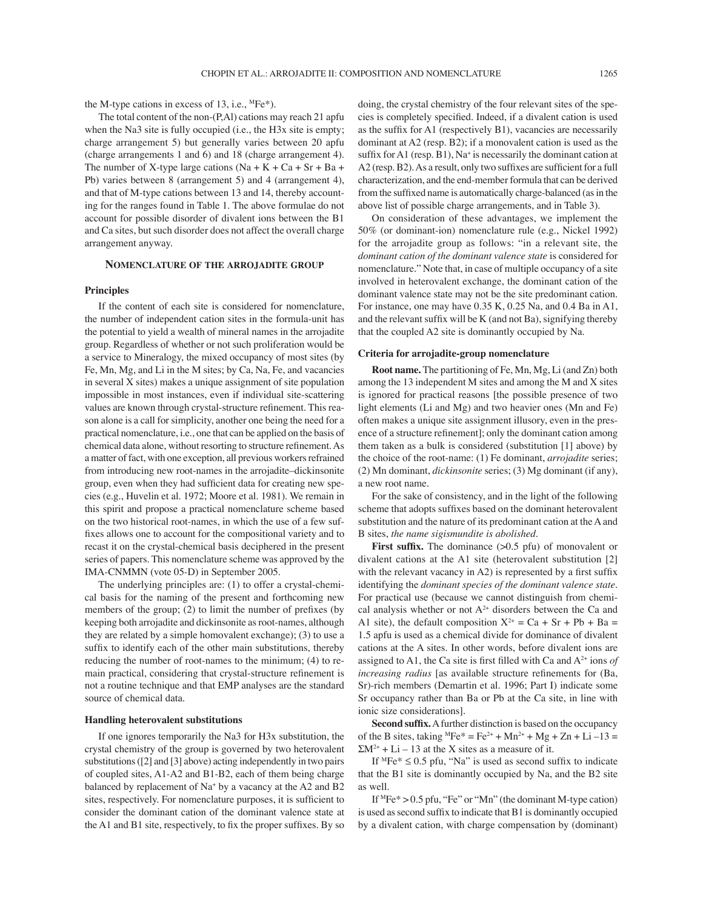the M-type cations in excess of 13, i.e., $^{M}Fe^{*}$).

The total content of the non-(P,Al) cations may reach 21 apfu when the Na3 site is fully occupied (i.e., the H3x site is empty; charge arrangement 5) but generally varies between 20 apfu (charge arrangements 1 and 6) and 18 (charge arrangement 4). The number of X-type large cations (Na + K + Ca + Sr + Ba + Pb) varies between 8 (arrangement 5) and 4 (arrangement 4), and that of M-type cations between 13 and 14, thereby accounting for the ranges found in Table 1. The above formulae do not account for possible disorder of divalent ions between the B1 and Ca sites, but such disorder does not affect the overall charge arrangement anyway.

## Nomenclature of the arrojadite group

### Principles

If the content of each site is considered for nomenclature, the number of independent cation sites in the formula-unit has the potential to yield a wealth of mineral names in the arrojadite group. Regardless of whether or not such proliferation would be a service to Mineralogy, the mixed occupancy of most sites (by Fe, Mn, Mg, and Li in the M sites; by Ca, Na, Fe, and vacancies in several X sites) makes a unique assignment of site population impossible in most instances, even if individual site-scattering values are known through crystal-structure refinement. This reason alone is a call for simplicity, another one being the need for a practical nomenclature, i.e., one that can be applied on the basis of chemical data alone, without resorting to structure refinement. As a matter of fact, with one exception, all previous workers refrained from introducing new root-names in the arrojadite–dickinsonite group, even when they had sufficient data for creating new species (e.g., Huvelin et al. 1972; Moore et al. 1981). We remain in this spirit and propose a practical nomenclature scheme based on the two historical root-names, in which the use of a few suffixes allows one to account for the compositional variety and to recast it on the crystal-chemical basis deciphered in the present series of papers. This nomenclature scheme was approved by the IMA-CNMMN (vote 05-D) in September 2005.

The underlying principles are: (1) to offer a crystal-chemical basis for the naming of the present and forthcoming new members of the group; (2) to limit the number of prefixes (by keeping both arrojadite and dickinsonite as root-names, although they are related by a simple homovalent exchange); (3) to use a suffix to identify each of the other main substitutions, thereby reducing the number of root-names to the minimum; (4) to remain practical, considering that crystal-structure refinement is not a routine technique and that EMP analyses are the standard source of chemical data.

### Handling heterovalent substitutions

If one ignores temporarily the Na3 for H3x substitution, the crystal chemistry of the group is governed by two heterovalent substitutions ([2] and [3] above) acting independently in two pairs of coupled sites, A1-A2 and B1-B2, each of them being charge balanced by replacement of $Na^{+}$ by a vacancy at the A2 and B2 sites, respectively. For nomenclature purposes, it is sufficient to consider the dominant cation of the dominant valence state at the A1 and B1 site, respectively, to fix the proper suffixes. By so doing, the crystal chemistry of the four relevant sites of the species is completely specified. Indeed, if a divalent cation is used as the suffix for A1 (respectively B1), vacancies are necessarily dominant at A2 (resp. B2); if a monovalent cation is used as the suffix for A1 (resp. B1), $Na^{+}$ is necessarily the dominant cation at A2 (resp. B2). As a result, only two suffixes are sufficient for a full characterization, and the end-member formula that can be derived from the suffixed name is automatically charge-balanced (as in the above list of possible charge arrangements, and in Table 3).

On consideration of these advantages, we implement the 50% (or dominant-ion) nomenclature rule (e.g., Nickel 1992) for the arrojadite group as follows: "in a relevant site, the *dominant cation of the dominant valence state* is considered for nomenclature." Note that, in case of multiple occupancy of a site involved in heterovalent exchange, the dominant cation of the dominant valence state may not be the site predominant cation. For instance, one may have 0.35 K, 0.25 Na, and 0.4 Ba in A1, and the relevant suffix will be K (and not Ba), signifying thereby that the coupled A2 site is dominantly occupied by Na.

### Criteria for arrojadite-group nomenclature

**Root name.** The partitioning of Fe, Mn, Mg, Li (and Zn) both among the 13 independent M sites and among the M and X sites is ignored for practical reasons [the possible presence of two light elements (Li and Mg) and two heavier ones (Mn and Fe) often makes a unique site assignment illusory, even in the presence of a structure refinement]; only the dominant cation among them taken as a bulk is considered (substitution [1] above) by the choice of the root-name: (1) Fe dominant, *arrojadite* series; (2) Mn dominant, *dickinsonite* series; (3) Mg dominant (if any), a new root name.

For the sake of consistency, and in the light of the following scheme that adopts suffixes based on the dominant heterovalent substitution and the nature of its predominant cation at the A and B sites, *the name sigismundite is abolished*.

**First suffix.** The dominance (>0.5 pfu) of monovalent or divalent cations at the A1 site (heterovalent substitution [2] with the relevant vacancy in A2) is represented by a first suffix identifying the *dominant species of the dominant valence state*. For practical use (because we cannot distinguish from chemical analysis whether or not $A^{2+}$ disorders between the Ca and A1 site), the default composition $X^{2+}$ = Ca + Sr + Pb + Ba = 1.5 apfu is used as a chemical divide for dominance of divalent cations at the A sites. In other words, before divalent ions are assigned to A1, the Ca site is first filled with Ca and $A^{2+}$ ions *of increasing radius* [as available structure refinements for (Ba, Sr)-rich members (Demartin et al. 1996; Part I) indicate some Sr occupancy rather than Ba or Pb at the Ca site, in line with ionic size considerations].

**Second suffix.** A further distinction is based on the occupancy of the B sites, taking $^{M}Fe^{*} = Fe^{2+} + Mn^{2+} + Mg + Zn + Li - 13 = \Sigma M^{2+} + Li - 13$ at the X sites as a measure of it.

If $^{M}Fe^{*} \leq 0.5$ pfu, "Na" is used as second suffix to indicate that the B1 site is dominantly occupied by Na, and the B2 site as well.

If $^{M}Fe^{*} > 0.5$ pfu, "Fe" or "Mn" (the dominant M-type cation) is used as second suffix to indicate that B1 is dominantly occupied by a divalent cation, with charge compensation by (dominant)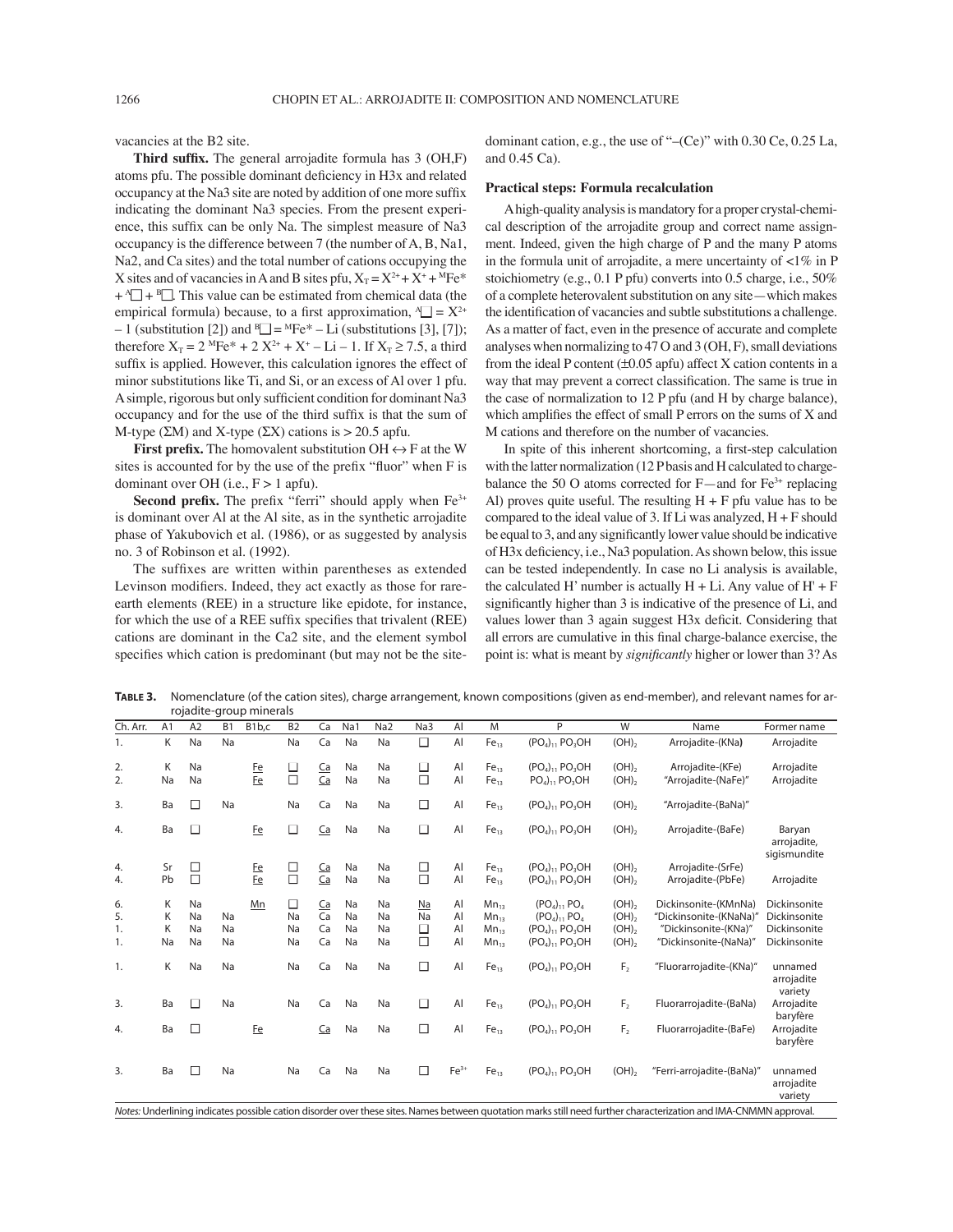vacancies at the B2 site.

**Third suffix.** The general arrojadite formula has 3 (OH,F) atoms pfu. The possible dominant deficiency in H3x and related occupancy at the Na3 site are noted by addition of one more suffix indicating the dominant Na3 species. From the present experience, this suffix can be only Na. The simplest measure of Na3 occupancy is the difference between 7 (the number of A, B, Na1, Na2, and Ca sites) and the total number of cations occupying the X sites and of vacancies in A and B sites pfu, $X_T = X^{2+} + X^+ + {}^{M}Fe^* + {}^{A}\square + {}^{B}\square$. This value can be estimated from chemical data (the empirical formula) because, to a first approximation, ${}^{A}\square = X^{2+} - 1$ (substitution [2]) and ${}^{B}\square = {}^{M}Fe^* - Li$ (substitutions [3], [7]); therefore $X_T = 2\ {}^{M}Fe^* + 2\ X^{2+} + X^+ - Li - 1$. If $X_T \geq 7.5$, a third suffix is applied. However, this calculation ignores the effect of minor substitutions like Ti, and Si, or an excess of Al over 1 pfu. A simple, rigorous but only sufficient condition for dominant Na3 occupancy and for the use of the third suffix is that the sum of M-type (ΣM) and X-type (ΣX) cations is > 20.5 apfu.

**First prefix.** The homovalent substitution OH ↔ F at the W sites is accounted for by the use of the prefix "fluor" when F is dominant over OH (i.e., F > 1 apfu).

**Second prefix.** The prefix "ferri" should apply when $Fe^{3+}$ is dominant over Al at the Al site, as in the synthetic arrojadite phase of Yakubovich et al. (1986), or as suggested by analysis no. 3 of Robinson et al. (1992).

The suffixes are written within parentheses as extended Levinson modifiers. Indeed, they act exactly as those for rare-earth elements (REE) in a structure like epidote, for instance, for which the use of a REE suffix specifies that trivalent (REE) cations are dominant in the Ca2 site, and the element symbol specifies which cation is predominant (but may not be the site-dominant cation, e.g., the use of "–(Ce)" with 0.30 Ce, 0.25 La, and 0.45 Ca).

### Practical steps: Formula recalculation

A high-quality analysis is mandatory for a proper crystal-chemical description of the arrojadite group and correct name assignment. Indeed, given the high charge of P and the many P atoms in the formula unit of arrojadite, a mere uncertainty of <1% in P stoichiometry (e.g., 0.1 P pfu) converts into 0.5 charge, i.e., 50% of a complete heterovalent substitution on any site—which makes the identification of vacancies and subtle substitutions a challenge. As a matter of fact, even in the presence of accurate and complete analyses when normalizing to 47 O and 3 (OH, F), small deviations from the ideal P content (±0.05 apfu) affect X cation contents in a way that may prevent a correct classification. The same is true in the case of normalization to 12 P pfu (and H by charge balance), which amplifies the effect of small P errors on the sums of X and M cations and therefore on the number of vacancies.

In spite of this inherent shortcoming, a first-step calculation with the latter normalization (12 P basis and H calculated to charge-balance the 50 O atoms corrected for F—and for $Fe^{3+}$ replacing Al) proves quite useful. The resulting H + F pfu value has to be compared to the ideal value of 3. If Li was analyzed, H + F should be equal to 3, and any significantly lower value should be indicative of H3x deficiency, i.e., Na3 population. As shown below, this issue can be tested independently. In case no Li analysis is available, the calculated H' number is actually H + Li. Any value of H' + F significantly higher than 3 is indicative of the presence of Li, and values lower than 3 again suggest H3x deficit. Considering that all errors are cumulative in this final charge-balance exercise, the point is: what is meant by *significantly* higher or lower than 3? As

**Table 3.** Nomenclature (of the cation sites), charge arrangement, known compositions (given as end-member), and relevant names for arrojadite-group minerals

| Ch. Arr. | A1 | A2 | B1 | B1b,c | B2 | Ca | Na1 | Na2 | Na3 | Al | M | P | W | Name | Former name |
|---|---|---|---|---|---|---|---|---|---|---|---|---|---|---|---|
| 1. | K | Na | Na | | Na | Ca | Na | Na | □ | Al | $Fe_{13}$ | $(PO_4)_{11}$ $PO_3OH$ | $(OH)_2$ | Arrojadite-(KNa) | Arrojadite |
| 2. | K | Na | | <u>Fe</u> | □ | <u>Ca</u> | Na | Na | □ | Al | $Fe_{13}$ | $(PO_4)_{11}$ $PO_3OH$ | $(OH)_2$ | Arrojadite-(KFe) | Arrojadite |
| 2. | Na | Na | | <u>Fe</u> | □ | <u>Ca</u> | Na | Na | □ | Al | $Fe_{13}$ | $PO_4)_{11}$ $PO_3OH$ | $(OH)_2$ | "Arrojadite-(NaFe)" | Arrojadite |
| 3. | Ba | □ | Na | | Na | Ca | Na | Na | □ | Al | $Fe_{13}$ | $(PO_4)_{11}$ $PO_3OH$ | $(OH)_2$ | "Arrojadite-(BaNa)" | |
| 4. | Ba | □ | | <u>Fe</u> | □ | <u>Ca</u> | Na | Na | □ | Al | $Fe_{13}$ | $(PO_4)_{11}$ $PO_3OH$ | $(OH)_2$ | Arrojadite-(BaFe) | Baryan arrojadite, sigismundite |
| 4. | Sr | □ | | <u>Fe</u> | □ | <u>Ca</u> | Na | Na | □ | Al | $Fe_{13}$ | $(PO_4)_{11}$ $PO_3OH$ | $(OH)_2$ | Arrojadite-(SrFe) | |
| 4. | Pb | □ | | <u>Fe</u> | □ | <u>Ca</u> | Na | Na | □ | Al | $Fe_{13}$ | $(PO_4)_{11}$ $PO_3OH$ | $(OH)_2$ | Arrojadite-(PbFe) | Arrojadite |
| 6. | K | Na | | <u>Mn</u> | □ | <u>Ca</u> | Na | Na | <u>Na</u> | Al | $Mn_{13}$ | $(PO_4)_{11}$ $PO_4$ | $(OH)_2$ | Dickinsonite-(KMnNa) | Dickinsonite |
| 5. | K | Na | Na | | Na | Ca | Na | Na | Na | Al | $Mn_{13}$ | $(PO_4)_{11}$ $PO_4$ | $(OH)_2$ | "Dickinsonite-(KNaNa)" | Dickinsonite |
| 1. | K | Na | Na | | Na | Ca | Na | Na | □ | Al | $Mn_{13}$ | $(PO_4)_{11}$ $PO_3OH$ | $(OH)_2$ | "Dickinsonite-(KNa)" | Dickinsonite |
| 1. | Na | Na | Na | | Na | Ca | Na | Na | □ | Al | $Mn_{13}$ | $(PO_4)_{11}$ $PO_3OH$ | $(OH)_2$ | "Dickinsonite-(NaNa)" | Dickinsonite |
| 1. | K | Na | Na | | Na | Ca | Na | Na | □ | Al | $Fe_{13}$ | $(PO_4)_{11}$ $PO_3OH$ | $F_2$ | "Fluorarrojadite-(KNa)" | unnamed arrojadite variety |
| 3. | Ba | □ | Na | | Na | Ca | Na | Na | □ | Al | $Fe_{13}$ | $(PO_4)_{11}$ $PO_3OH$ | $F_2$ | Fluorarrojadite-(BaNa) | Arrojadite baryfère |
| 4. | Ba | □ | | <u>Fe</u> | | <u>Ca</u> | Na | Na | □ | Al | $Fe_{13}$ | $(PO_4)_{11}$ $PO_3OH$ | $F_2$ | Fluorarrojadite-(BaFe) | Arrojadite baryfère |
| 3. | Ba | □ | Na | | Na | Ca | Na | Na | □ | $Fe^{3+}$ | $Fe_{13}$ | $(PO_4)_{11}$ $PO_3OH$ | $(OH)_2$ | "Ferri-arrojadite-(BaNa)" | unnamed arrojadite variety |

*Notes:* Underlining indicates possible cation disorder over these sites. Names between quotation marks still need further characterization and IMA-CNMNN approval.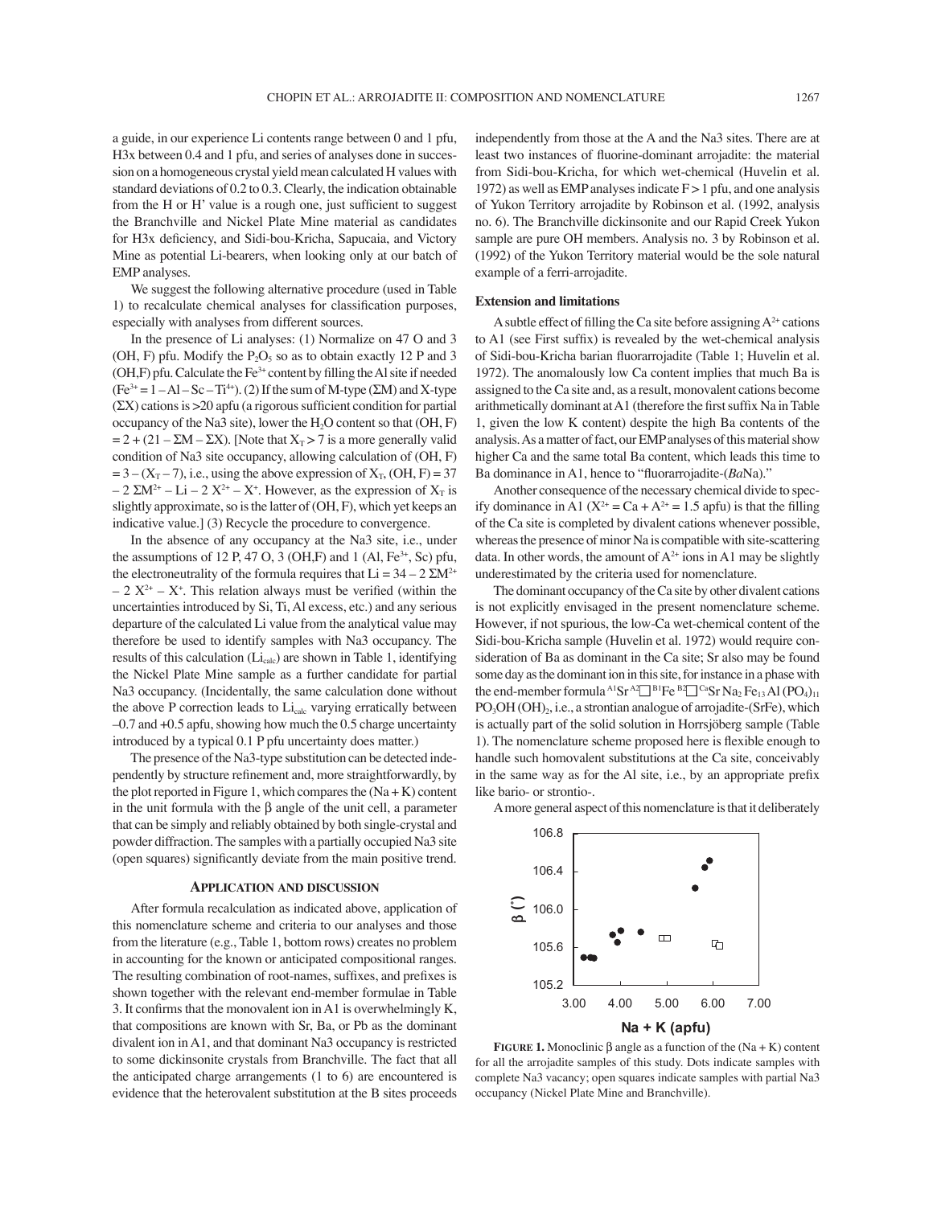a guide, in our experience Li contents range between 0 and 1 pfu, H3x between 0.4 and 1 pfu, and series of analyses done in succession on a homogeneous crystal yield mean calculated H values with standard deviations of 0.2 to 0.3. Clearly, the indication obtainable from the H or H' value is a rough one, just sufficient to suggest the Branchville and Nickel Plate Mine material as candidates for H3x deficiency, and Sidi-bou-Kricha, Sapucaia, and Victory Mine as potential Li-bearers, when looking only at our batch of EMP analyses.

We suggest the following alternative procedure (used in Table 1) to recalculate chemical analyses for classification purposes, especially with analyses from different sources.

In the presence of Li analyses: (1) Normalize on 47 O and 3 (OH, F) pfu. Modify the $P_2O_5$ so as to obtain exactly 12 P and 3 (OH,F) pfu. Calculate the $Fe^{3+}$ content by filling the Al site if needed ($Fe^{3+} = 1 - Al - Sc - Ti^{4+}$). (2) If the sum of M-type ($\Sigma$M) and X-type ($\Sigma$X) cations is >20 apfu (a rigorous sufficient condition for partial occupancy of the Na3 site), lower the $H_2O$ content so that (OH, F) $= 2 + (21 - \Sigma M - \Sigma X)$. [Note that $X_T > 7$ is a more generally valid condition of Na3 site occupancy, allowing calculation of (OH, F) $= 3 - (X_T - 7)$, i.e., using the above expression of $X_T$, (OH, F) $= 37 - 2\ \Sigma M^{2+} - Li - 2\ X^{2+} - X^+$. However, as the expression of $X_T$ is slightly approximate, so is the latter of (OH, F), which yet keeps an indicative value.] (3) Recycle the procedure to convergence.

In the absence of any occupancy at the Na3 site, i.e., under the assumptions of 12 P, 47 O, 3 (OH,F) and 1 (Al, $Fe^{3+}$, Sc) pfu, the electroneutrality of the formula requires that $Li = 34 - 2\ \Sigma M^{2+} - 2\ X^{2+} - X^+$. This relation always must be verified (within the uncertainties introduced by Si, Ti, Al excess, etc.) and any serious departure of the calculated Li value from the analytical value may therefore be used to identify samples with Na3 occupancy. The results of this calculation ($Li_{calc}$) are shown in Table 1, identifying the Nickel Plate Mine sample as a further candidate for partial Na3 occupancy. (Incidentally, the same calculation done without the above P correction leads to $Li_{calc}$ varying erratically between –0.7 and +0.5 apfu, showing how much the 0.5 charge uncertainty introduced by a typical 0.1 P pfu uncertainty does matter.)

The presence of the Na3-type substitution can be detected independently by structure refinement and, more straightforwardly, by the plot reported in Figure 1, which compares the (Na + K) content in the unit formula with the $\beta$ angle of the unit cell, a parameter that can be simply and reliably obtained by both single-crystal and powder diffraction. The samples with a partially occupied Na3 site (open squares) significantly deviate from the main positive trend.

## Application and discussion

After formula recalculation as indicated above, application of this nomenclature scheme and criteria to our analyses and those from the literature (e.g., Table 1, bottom rows) creates no problem in accounting for the known or anticipated compositional ranges. The resulting combination of root-names, suffixes, and prefixes is shown together with the relevant end-member formulae in Table 3. It confirms that the monovalent ion in A1 is overwhelmingly K, that compositions are known with Sr, Ba, or Pb as the dominant divalent ion in A1, and that dominant Na3 occupancy is restricted to some dickinsonite crystals from Branchville. The fact that all the anticipated charge arrangements (1 to 6) are encountered is evidence that the heterovalent substitution at the B sites proceeds independently from those at the A and the Na3 sites. There are at least two instances of fluorine-dominant arrojadite: the material from Sidi-bou-Kricha, for which wet-chemical (Huvelin et al. 1972) as well as EMP analyses indicate F > 1 pfu, and one analysis of Yukon Territory arrojadite by Robinson et al. (1992, analysis no. 6). The Branchville dickinsonite and our Rapid Creek Yukon sample are pure OH members. Analysis no. 3 by Robinson et al. (1992) of the Yukon Territory material would be the sole natural example of a ferri-arrojadite.

### Extension and limitations

A subtle effect of filling the Ca site before assigning $A^{2+}$ cations to A1 (see First suffix) is revealed by the wet-chemical analysis of Sidi-bou-Kricha barian fluorarrojadite (Table 1; Huvelin et al. 1972). The anomalously low Ca content implies that much Ba is assigned to the Ca site and, as a result, monovalent cations become arithmetically dominant at A1 (therefore the first suffix Na in Table 1, given the low K content) despite the high Ba contents of the analysis. As a matter of fact, our EMP analyses of this material show higher Ca and the same total Ba content, which leads this time to Ba dominance in A1, hence to "fluorarrojadite-(*Ba*Na)."

Another consequence of the necessary chemical divide to specify dominance in A1 ($X^{2+} = Ca + A^{2+} = 1.5$ apfu) is that the filling of the Ca site is completed by divalent cations whenever possible, whereas the presence of minor Na is compatible with site-scattering data. In other words, the amount of $A^{2+}$ ions in A1 may be slightly underestimated by the criteria used for nomenclature.

The dominant occupancy of the Ca site by other divalent cations is not explicitly envisaged in the present nomenclature scheme. However, if not spurious, the low-Ca wet-chemical content of the Sidi-bou-Kricha sample (Huvelin et al. 1972) would require consideration of Ba as dominant in the Ca site; Sr also may be found some day as the dominant ion in this site, for instance in a phase with the end-member formula $^{A1}Sr\ ^{A2}\square\ ^{B1}Fe\ ^{B2}\square\ ^{Ca}Sr\ Na_2\ Fe_{13}\ Al\ (PO_4)_{11}\ PO_3OH\ (OH)_2$, i.e., a strontian analogue of arrojadite-(SrFe), which is actually part of the solid solution in Horrsjöberg sample (Table 1). The nomenclature scheme proposed here is flexible enough to handle such homovalent substitutions at the Ca site, conceivably in the same way as for the Al site, i.e., by an appropriate prefix like bario- or strontio-.

A more general aspect of this nomenclature is that it deliberately

**Figure 1.** Monoclinic $\beta$ angle as a function of the (Na + K) content for all the arrojadite samples of this study. Dots indicate samples with complete Na3 vacancy; open squares indicate samples with partial Na3 occupancy (Nickel Plate Mine and Branchville).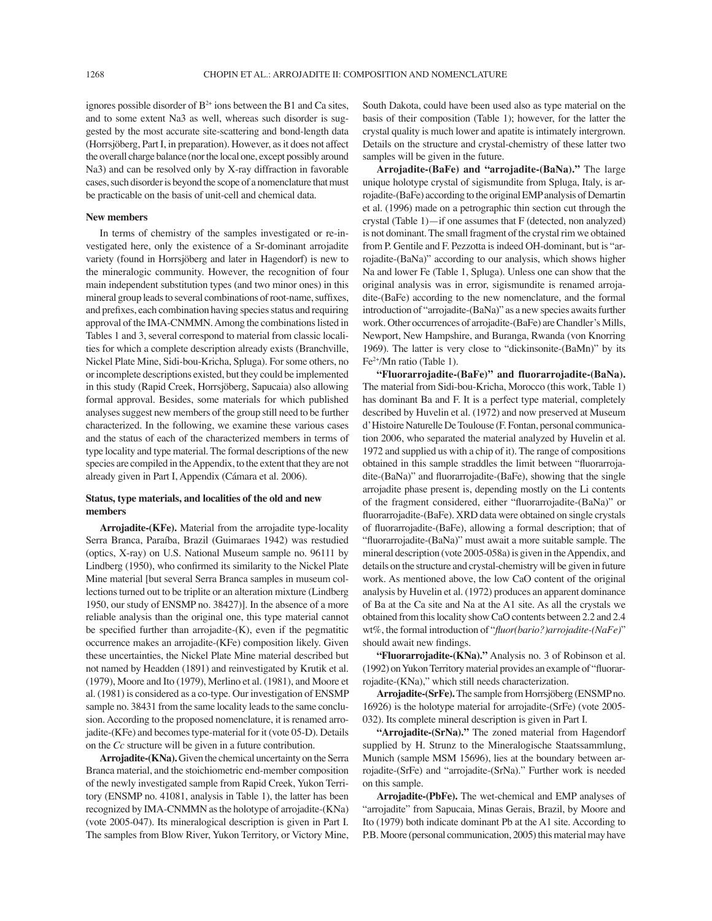ignores possible disorder of $B^{2+}$ ions between the B1 and Ca sites, and to some extent Na3 as well, whereas such disorder is suggested by the most accurate site-scattering and bond-length data (Horrsjöberg, Part I, in preparation). However, as it does not affect the overall charge balance (nor the local one, except possibly around Na3) and can be resolved only by X-ray diffraction in favorable cases, such disorder is beyond the scope of a nomenclature that must be practicable on the basis of unit-cell and chemical data.

### New members

In terms of chemistry of the samples investigated or re-investigated here, only the existence of a Sr-dominant arrojadite variety (found in Horrsjöberg and later in Hagendorf) is new to the mineralogic community. However, the recognition of four main independent substitution types (and two minor ones) in this mineral group leads to several combinations of root-name, suffixes, and prefixes, each combination having species status and requiring approval of the IMA-CNMMN. Among the combinations listed in Tables 1 and 3, several correspond to material from classic localities for which a complete description already exists (Branchville, Nickel Plate Mine, Sidi-bou-Kricha, Spluga). For some others, no or incomplete descriptions existed, but they could be implemented in this study (Rapid Creek, Horrsjöberg, Sapucaia) also allowing formal approval. Besides, some materials for which published analyses suggest new members of the group still need to be further characterized. In the following, we examine these various cases and the status of each of the characterized members in terms of type locality and type material. The formal descriptions of the new species are compiled in the Appendix, to the extent that they are not already given in Part I, Appendix (Cámara et al. 2006).

### Status, type materials, and localities of the old and new members

**Arrojadite-(KFe).** Material from the arrojadite type-locality Serra Branca, Paraíba, Brazil (Guimaraes 1942) was restudied (optics, X-ray) on U.S. National Museum sample no. 96111 by Lindberg (1950), who confirmed its similarity to the Nickel Plate Mine material [but several Serra Branca samples in museum collections turned out to be triplite or an alteration mixture (Lindberg 1950, our study of ENSMP no. 38427)]. In the absence of a more reliable analysis than the original one, this type material cannot be specified further than arrojadite-(K), even if the pegmatitic occurrence makes an arrojadite-(KFe) composition likely. Given these uncertainties, the Nickel Plate Mine material described but not named by Headden (1891) and reinvestigated by Krutik et al. (1979), Moore and Ito (1979), Merlino et al. (1981), and Moore et al. (1981) is considered as a co-type. Our investigation of ENSMP sample no. 38431 from the same locality leads to the same conclusion. According to the proposed nomenclature, it is renamed arrojadite-(KFe) and becomes type-material for it (vote 05-D). Details on the *Cc* structure will be given in a future contribution.

**Arrojadite-(KNa).** Given the chemical uncertainty on the Serra Branca material, and the stoichiometric end-member composition of the newly investigated sample from Rapid Creek, Yukon Territory (ENSMP no. 41081, analysis in Table 1), the latter has been recognized by IMA-CNMMN as the holotype of arrojadite-(KNa) (vote 2005-047). Its mineralogical description is given in Part I. The samples from Blow River, Yukon Territory, or Victory Mine, South Dakota, could have been used also as type material on the basis of their composition (Table 1); however, for the latter the crystal quality is much lower and apatite is intimately intergrown. Details on the structure and crystal-chemistry of these latter two samples will be given in the future.

**Arrojadite-(BaFe) and "arrojadite-(BaNa)."** The large unique holotype crystal of sigismundite from Spluga, Italy, is arrojadite-(BaFe) according to the original EMP analysis of Demartin et al. (1996) made on a petrographic thin section cut through the crystal (Table 1)—if one assumes that F (detected, non analyzed) is not dominant. The small fragment of the crystal rim we obtained from P. Gentile and F. Pezzotta is indeed OH-dominant, but is "arrojadite-(BaNa)" according to our analysis, which shows higher Na and lower Fe (Table 1, Spluga). Unless one can show that the original analysis was in error, sigismundite is renamed arrojadite-(BaFe) according to the new nomenclature, and the formal introduction of "arrojadite-(BaNa)" as a new species awaits further work. Other occurrences of arrojadite-(BaFe) are Chandler's Mills, Newport, New Hampshire, and Buranga, Rwanda (von Knorring 1969). The latter is very close to "dickinsonite-(BaMn)" by its $Fe^{2+}$/Mn ratio (Table 1).

**"Fluorarrojadite-(BaFe)" and fluorarrojadite-(BaNa).** The material from Sidi-bou-Kricha, Morocco (this work, Table 1) has dominant Ba and F. It is a perfect type material, completely described by Huvelin et al. (1972) and now preserved at Museum d'Histoire Naturelle De Toulouse (F. Fontan, personal communication 2006, who separated the material analyzed by Huvelin et al. 1972 and supplied us with a chip of it). The range of compositions obtained in this sample straddles the limit between "fluorarrojadite-(BaNa)" and fluorarrojadite-(BaFe), showing that the single arrojadite phase present is, depending mostly on the Li contents of the fragment considered, either "fluorarrojadite-(BaNa)" or fluorarrojadite-(BaFe). XRD data were obtained on single crystals of fluorarrojadite-(BaFe), allowing a formal description; that of "fluorarrojadite-(BaNa)" must await a more suitable sample. The mineral description (vote 2005-058a) is given in the Appendix, and details on the structure and crystal-chemistry will be given in future work. As mentioned above, the low CaO content of the original analysis by Huvelin et al. (1972) produces an apparent dominance of Ba at the Ca site and Na at the A1 site. As all the crystals we obtained from this locality show CaO contents between 2.2 and 2.4 wt%, the formal introduction of "*fluor(bario?)arrojadite-(NaFe)*" should await new findings.

**"Fluorarrojadite-(KNa)."** Analysis no. 3 of Robinson et al. (1992) on Yukon Territory material provides an example of "fluorarrojadite-(KNa)," which still needs characterization.

**Arrojadite-(SrFe).** The sample from Horrsjöberg (ENSMP no. 16926) is the holotype material for arrojadite-(SrFe) (vote 2005-032). Its complete mineral description is given in Part I.

**"Arrojadite-(SrNa)."** The zoned material from Hagendorf supplied by H. Strunz to the Mineralogische Staatssammlung, Munich (sample MSM 15696), lies at the boundary between arrojadite-(SrFe) and "arrojadite-(SrNa)." Further work is needed on this sample.

**Arrojadite-(PbFe).** The wet-chemical and EMP analyses of "arrojadite" from Sapucaia, Minas Gerais, Brazil, by Moore and Ito (1979) both indicate dominant Pb at the A1 site. According to P.B. Moore (personal communication, 2005) this material may have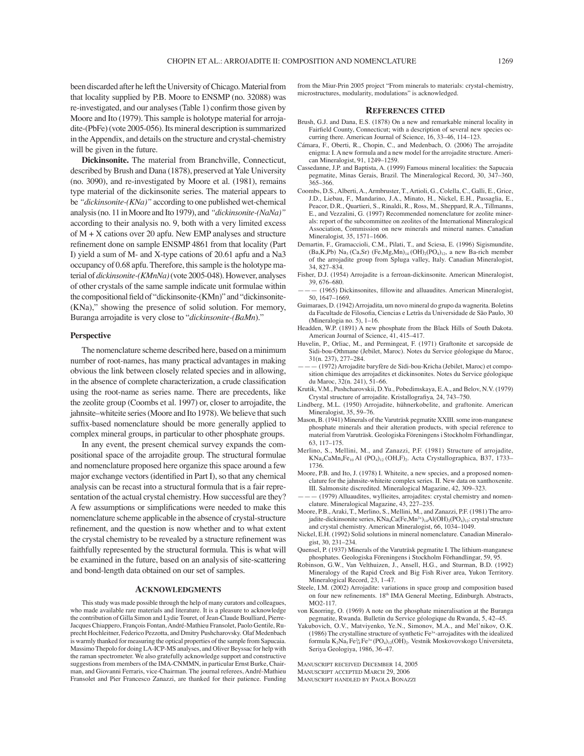been discarded after he left the University of Chicago. Material from that locality supplied by P.B. Moore to ENSMP (no. 32088) was re-investigated, and our analyses (Table 1) confirm those given by Moore and Ito (1979). This sample is holotype material for arrojadite-(PbFe) (vote 2005-056). Its mineral description is summarized in the Appendix, and details on the structure and crystal-chemistry will be given in the future.

**Dickinsonite.** The material from Branchville, Connecticut, described by Brush and Dana (1878), preserved at Yale University (no. 3090), and re-investigated by Moore et al. (1981), remains type material of the dickinsonite series. The material appears to be *"dickinsonite-(KNa)"* according to one published wet-chemical analysis (no. 11 in Moore and Ito 1979), and *"dickinsonite-(NaNa)"* according to their analysis no. 9, both with a very limited excess of M + X cations over 20 apfu. New EMP analyses and structure refinement done on sample ENSMP 4861 from that locality (Part I) yield a sum of M- and X-type cations of 20.61 apfu and a Na3 occupancy of 0.68 apfu. Therefore, this sample is the holotype material of *dickinsonite-(KMnNa)* (vote 2005-048). However, analyses of other crystals of the same sample indicate unit formulae within the compositional field of "dickinsonite-(KMn)" and "dickinsonite-(KNa)," showing the presence of solid solution. For memory, Buranga arrojadite is very close to "*dickinsonite-(BaMn)*."

### Perspective

The nomenclature scheme described here, based on a minimum number of root-names, has many practical advantages in making obvious the link between closely related species and in allowing, in the absence of complete characterization, a crude classification using the root-name as series name. There are precedents, like the zeolite group (Coombs et al. 1997) or, closer to arrojadite, the jahnsite–whiteite series (Moore and Ito 1978). We believe that such suffix-based nomenclature should be more generally applied to complex mineral groups, in particular to other phosphate groups.

In any event, the present chemical survey expands the compositional space of the arrojadite group. The structural formulae and nomenclature proposed here organize this space around a few major exchange vectors (identified in Part I), so that any chemical analysis can be recast into a structural formula that is a fair representation of the actual crystal chemistry. How successful are they? A few assumptions or simplifications were needed to make this nomenclature scheme applicable in the absence of crystal-structure refinement, and the question is now whether and to what extent the crystal chemistry to be revealed by a structure refinement was faithfully represented by the structural formula. This is what will be examined in the future, based on an analysis of site-scattering and bond-length data obtained on our set of samples.

## Acknowledgments

This study was made possible through the help of many curators and colleagues, who made available rare materials and literature. It is a pleasure to acknowledge the contribution of Gilla Simon and Lydie Touret, of Jean-Claude Boulliard, Pierre-Jacques Chiappero, François Fontan, André-Mathieu Fransolet, Paolo Gentile, Ruprecht Hochleitner, Federico Pezzotta, and Dmitry Pushcharovsky. Olaf Medenbach is warmly thanked for measuring the optical properties of the sample from Sapucaia. Massimo Thepolo for doing LA-ICP-MS analyses, and Oliver Beyssac for help with the raman spectrometer. We also gratefully acknowledge support and constructive suggestions from members of the IMA-CNMMN, in particular Ernst Burke, Chairman, and Giovanni Ferraris, vice-Chairman. The journal referees, André-Mathieu Fransolet and Pier Francesco Zanazzi, are thanked for their patience. Funding from the Miur-Prin 2005 project "From minerals to materials: crystal-chemistry, microstructures, modularity, modulations" is acknowledged.

## References cited

Brush, G.J. and Dana, E.S. (1878) On a new and remarkable mineral locality in Fairfield County, Connecticut; with a description of several new species occurring there. American Journal of Science, 16, 33–46, 114–123.

Cámara, F., Oberti, R., Chopin, C., and Medenbach, O. (2006) The arrojadite enigma: I. A new formula and a new model for the arrojadite structure. American Mineralogist, 91, 1249–1259.

Cassedanne, J.P. and Baptista, A. (1999) Famous mineral localities: the Sapucaia pegmatite, Minas Gerais, Brazil. The Mineralogical Record, 30, 347–360, 365–366.

Coombs, D.S., Alberti, A., Armbruster, T., Artioli, G., Colella, C., Galli, E., Grice, J.D., Liebau, F., Mandarino, J.A., Minato, H., Nickel, E.H., Passaglia, E., Peacor, D.R., Quartieri, S., Rinaldi, R., Ross, M., Sheppard, R.A., Tillmanns, E., and Vezzalini, G. (1997) Recommended nomenclature for zeolite minerals: report of the subcommittee on zeolites of the International Mineralogical Association, Commission on new minerals and mineral names. Canadian Mineralogist, 35, 1571–1606.

Demartin, F., Gramaccioli, C.M., Pilati, T., and Sciesa, E. (1996) Sigismundite, (Ba,K,Pb) $Na_3$ (Ca,Sr) $(Fe,Mg,Mn)_{14}$ $(OH)_2(PO_4)_{12}$, a new Ba-rich member of the arrojadite group from Spluga valley, Italy. Canadian Mineralogist, 34, 827–834.

Fisher, D.J. (1954) Arrojadite is a ferroan-dickinsonite. American Mineralogist, 39, 676–680.

——— (1965) Dickinsonites, fillowite and alluaudites. American Mineralogist, 50, 1647–1669.

Guimaraes, D. (1942) Arrojadita, um novo mineral do grupo da wagnerita. Boletins da Facultade de Filosofia, Ciencias e Letràs da Universidade de São Paulo, 30 (Mineralogia no. 5), 1–16.

Headden, W.P. (1891) A new phosphate from the Black Hills of South Dakota. American Journal of Science, 41, 415–417.

Huvelin, P., Orliac, M., and Permingeat, F. (1971) Graftonite et sarcopside de Sidi-bou-Othmane (Jebilet, Maroc). Notes du Service géologique du Maroc, 31(n. 237), 277–284.

——— (1972) Arrojadite baryfère de Sidi-bou-Kricha (Jebilet, Maroc) et composition chimique des arrojadites et dickinsonites. Notes du Service géologique du Maroc, 32(n. 241), 51–66.

Krutik, V.M., Pushcharovskii, D.Yu., Pobedimskaya, E.A., and Belov, N.V. (1979) Crystal structure of arrojadite. Kristallografiya, 24, 743–750.

Lindberg, M.L. (1950) Arrojadite, hühnerkobelite, and graftonite. American Mineralogist, 35, 59–76.

Mason, B. (1941) Minerals of the Varuträsk pegmatite XXIII. some iron-manganese phosphate minerals and their alteration products, with special reference to material from Varuträsk. Geologiska Föreningens i Stockholm Förhandlingar, 63, 117–175.

Merlino, S., Mellini, M., and Zanazzi, P.F. (1981) Structure of arrojadite, $KNa_4CaMn_4Fe_{10}$ Al $(PO_4)_{12}$ $(OH,F)_2$. Acta Crystallographica, B37, 1733–1736.

Moore, P.B. and Ito, J. (1978) I. Whiteite, a new species, and a proposed nomenclature for the jahnsite-whiteite complex series. II. New data on xanthoxenite. III. Salmonsite discredited. Mineralogical Magazine, 42, 309–323.

——— (1979) Alluaudites, wyllieites, arrojadites: crystal chemistry and nomenclature. Mineralogical Magazine, 43, 227–235.

Moore, P.B., Araki, T., Merlino, S., Mellini, M., and Zanazzi, P.F. (1981) The arrojadite-dickinsonite series, $KNa_4Ca(Fe,Mn^{2+})_{14}Al(OH)_2(PO_4)_{12}$: crystal structure and crystal chemistry. American Mineralogist, 66, 1034–1049.

Nickel, E.H. (1992) Solid solutions in mineral nomenclature. Canadian Mineralogist, 30, 231–234.

Quensel, P. (1937) Minerals of the Varuträsk pegmatite I. The lithium-manganese phosphates. Geologiska Föreningens i Stockholm Förhandlingar, 59, 95.

Robinson, G.W., Van Velthuizen, J., Ansell, H.G., and Sturman, B.D. (1992) Mineralogy of the Rapid Creek and Big Fish River area, Yukon Territory. Mineralogical Record, 23, 1–47.

Steele, I.M. (2002) Arrojadite: variations in space group and composition based on four new refinements. 18th IMA General Meeting, Edinburgh. Abstracts, MO2-117.

von Knorring, O. (1969) A note on the phosphate mineralisation at the Buranga pegmatite, Rwanda. Bulletin du Service géologique du Rwanda, 5, 42–45.

Yakubovich, O.V., Matviyenko, Ye.N., Simonov, M.A., and Mel'nikov, O.K. (1986) The crystalline structure of synthetic $Fe^{3+}$-arrojadites with the idealized formula $K_2Na_5Fe^{2+}_{14}Fe^{3+}(PO_4)_{12}(OH)_2$. Vestnik Moskovovskogo Universiteta, Seriya Geologiya, 1986, 36–47.

Manuscript received December 14, 2005
Manuscript accepted March 29, 2006
Manuscript handled by Paola Bonazzi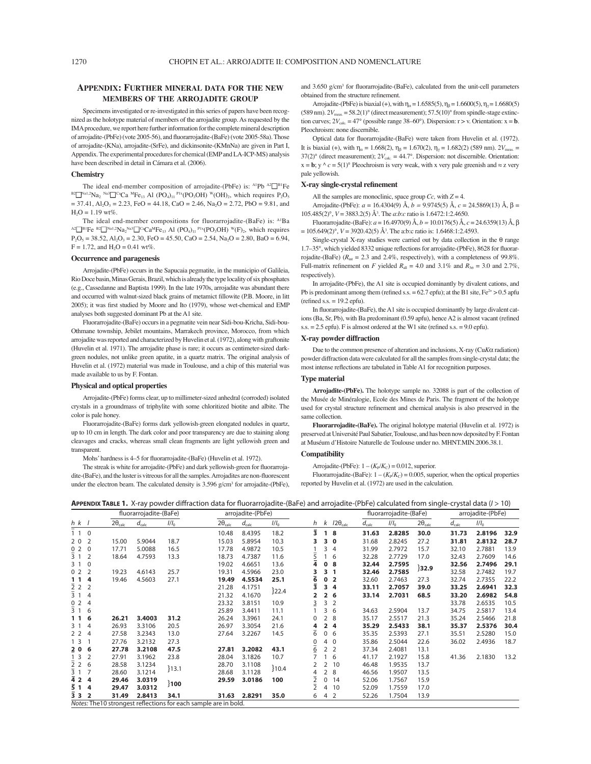## Appendix: Further mineral data for the new members of the arrojadite group

Specimens investigated or re-investigated in this series of papers have been recognized as the holotype material of members of the arrojadite group. As requested by the IMA procedure, we report here further information for the complete mineral description of arrojadite-(PbFe) (vote 2005-56), and fluorarrojadite-(BaFe) (vote 2005-58a). Those of arrojadite-(KNa), arrojadite-(SrFe), and dickinsonite-(KMnNa) are given in Part I, Appendix. The experimental procedures for chemical (EMP and LA-ICP-MS) analysis have been described in detail in Cámara et al. (2006).

### Chemistry

The ideal end-member composition of arrojadite-(PbFe) is: $^{A1}Pb\ ^{A2}\square\ ^{B1}Fe\ ^{B2}\square\ ^{Na1,2}Na_2\ ^{Na3}\square\ ^{Ca}Ca\ ^{M}Fe_{13}\ Al\ (PO_4)_{11}\ ^{P1x}(PO_3OH)\ ^{W}(OH)_2$, which requires $P_2O_5$ = 37.41, $Al_2O_3$ = 2.23, FeO = 44.18, CaO = 2.46, $Na_2O$ = 2.72, PbO = 9.81, and $H_2O$ = 1.19 wt%.

The ideal end-member compositions for fluorarrojadite-(BaFe) is: $^{A1}Ba\ ^{A2}\square\ ^{B1}Fe\ ^{B2}\square\ ^{Na1,2}Na_2\ ^{Na3}\square\ ^{Ca}Ca\ ^{M}Fe_{13}\ Al\ (PO_4)_{11}\ ^{P1x}(PO_3OH)\ ^{W}(F)_2$, which requires $P_2O_5$ = 38.52, $Al_2O_3$ = 2.30, FeO = 45.50, CaO = 2.54, $Na_2O$ = 2.80, BaO = 6.94, F = 1.72, and $H_2O$ = 0.41 wt%.

### Occurrence and paragenesis

Arrojadite-(PbFe) occurs in the Sapucaia pegmatite, in the municipio of Galileia, Rio Doce basin, Minas Gerais, Brazil, which is already the type locality of six phosphates (e.g., Cassedanne and Baptista 1999). In the late 1970s, arrojadite was abundant there and occurred with walnut-sized black grains of metamict fillowite (P.B. Moore, in litt 2005); it was first studied by Moore and Ito (1979), whose wet-chemical and EMP analyses both suggested dominant Pb at the A1 site.

Fluorarrojadite-(BaFe) occurs in a pegmatite vein near Sidi-bou-Kricha, Sidi-bou-Othmane township, Jebilet mountains, Marrakech province, Morocco, from which arrojadite was reported and characterized by Huvelin et al. (1972), along with graftonite (Huvelin et al. 1971). The arrojadite phase is rare; it occurs as centimeter-sized dark-green nodules, not unlike green apatite, in a quartz matrix. The original analysis of Huvelin et al. (1972) material was made in Toulouse, and a chip of this material was made available to us by F. Fontan.

### Physical and optical properties

Arrojadite-(PbFe) forms clear, up to millimeter-sized anhedral (corroded) isolated crystals in a groundmass of triphylite with some chloritized biotite and albite. The color is pale honey.

Fluorarrojadite-(BaFe) forms dark yellowish-green elongated nodules in quartz, up to 10 cm in length. The dark color and poor transparency are due to staining along cleavages and cracks, whereas small clean fragments are light yellowish green and transparent.

Mohs' hardness is 4–5 for fluorarrojadite-(BaFe) (Huvelin et al. 1972).

The streak is white for arrojadite-(PbFe) and dark yellowish-green for fluorarrojadite-(BaFe), and the luster is vitreous for all the samples. Arrojadites are non-fluorescent under the electron beam. The calculated density is 3.596 g/cm³ for arrojadite-(PbFe), and 3.650 g/cm³ for fluorarrojadite-(BaFe), calculated from the unit-cell parameters obtained from the structure refinement.

Arrojadite-(PbFe) is biaxial (+), with $\eta_\alpha$ = 1.6585(5), $\eta_\beta$ = 1.6600(5), $\eta_\gamma$ = 1.6680(5) (589 nm). $2V_{meas.}$ = 58.2(1)° (direct measurement); 57.5(10)° from spindle-stage extinction curves; $2V_{calc.}$ = 47° (possible range 38–60°). Dispersion: r > v. Orientation: x = **b**. Pleochroism: none discernible.

Optical data for fluorarrojadite-(BaFe) were taken from Huvelin et al. (1972). It is biaxial (+), with $\eta_\alpha$ = 1.668(2), $\eta_\beta$ = 1.670(2), $\eta_\gamma$ = 1.682(2) (589 nm). $2V_{meas.}$ = 37(2)° (direct measurement); $2V_{calc.}$ = 44.7°. Dispersion: not discernible. Orientation: x = **b**; y ^ *c* = 5(1)° Pleochroism is very weak, with x very pale greenish and ≈ z very pale yellowish.

### X-ray single-crystal refinement

All the samples are monoclinic, space group *Cc*, with *Z* = 4.

Arrojadite-(PbFe): *a* = 16.4304(9) Å, *b* = 9.9745(5) Å, *c* = 24.5869(13) Å, β = 105.485(2)°, *V* = 3883.2(5) Å³. The *a*:*b*:*c* ratio is 1.6472:1:2.4650.

Fluorarrojadite-(BaFe): *a* = 16.4970(9) Å, *b* = 10.0176(5) Å, *c* = 24.6359(13) Å, β = 105.649(2)°, *V* = 3920.42(5) Å³. The a:b:c ratio is: 1.6468:1:2.4593.

Single-crystal X-ray studies were carried out by data collection in the θ range 1.7–35°, which yielded 8332 unique reflections for arrojadite-(PbFe), 8628 for fluorarrojadite-(BaFe) ($R_{int}$ = 2.3 and 2.4%, respectively), with a completeness of 99.8%. Full-matrix refinement on *F* yielded $R_{all}$ = 4.0 and 3.1% and $R_{3\sigma}$ = 3.0 and 2.7%, respectively).

In arrojadite-(PbFe), the A1 site is occupied dominantly by divalent cations, and Pb is predominant among them (refined s.s. = 62.7 epfu); at the B1 site, $Fe^{2+}$ > 0.5 apfu (refined s.s. = 19.2 epfu).

In fluorarrojadite-(BaFe), the A1 site is occupied dominantly by large divalent cations (Ba, Sr, Pb), with Ba predominant (0.59 apfu), hence A2 is almost vacant (refined s.s. = 2.5 epfu). F is almost ordered at the W1 site (refined s.s. = 9.0 epfu).

### X-ray powder diffraction

Due to the common presence of alteration and inclusions, X-ray (Cu*K*α radiation) powder diffraction data were calculated for all the samples from single-crystal data; the most intense reflections are tabulated in Table A1 for recognition purposes.

### Type material

**Arrojadite-(PbFe).** The holotype sample no. 32088 is part of the collection of the Musée de Minéralogie, Ecole des Mines de Paris. The fragment of the holotype used for crystal structure refinement and chemical analysis is also preserved in the same collection.

**Fluorarrojadite-(BaFe).** The original holotype material (Huvelin et al. 1972) is preserved at Université Paul Sabatier, Toulouse, and has been now deposited by F. Fontan at Muséum d'Histoire Naturelle de Toulouse under no. MHNT.MIN.2006.38.1.

### Compatibility

Arrojadite-(PbFe): $1 - (K_P/K_C)$ = 0.012, superior.

Fluorarrojadite-(BaFe): $1 - (K_P/K_C)$ = 0.005, superior, when the optical properties reported by Huvelin et al. (1972) are used in the calculation.

**Appendix Table 1.** X-ray powder diffraction data for fluorarrojadite-(BaFe) and arrojadite-(PbFe) calculated from single-crystal data (*I* > 10)

| *h k l* | fluorarrojadite-(BaFe) 2θ_calc | *d*_calc | *I*/*I*₀ | arrojadite-(PbFe) 2θ_calc | *d*_calc | *I*/*I*₀ |
|---|---|---|---|---|---|---|
| -1 1 0 | | | | 10.48 | 8.4395 | 18.2 |
| 2 0 -2 | 15.00 | 5.9044 | 18.7 | 15.03 | 5.8954 | 10.3 |
| 0 2 0 | 17.71 | 5.0088 | 16.5 | 17.78 | 4.9872 | 10.5 |
| -3 1 2 | 18.64 | 4.7593 | 13.3 | 18.73 | 4.7387 | 11.6 |
| 3 1 0 | | | | 19.02 | 4.6651 | 13.6 |
| 0 2 2 | 19.23 | 4.6143 | 25.7 | 19.31 | 4.5966 | 23.0 |
| **1 1 4** | 19.46 | 4.5603 | 27.1 | **19.49** | **4.5534** | **25.1** |
| -2 2 2 | | | | 21.28 | 4.1751 | }22.4 |
| -3 1 4 | | | | 21.32 | 4.1670 | |
| 0 2 4 | | | | 23.32 | 3.8151 | 10.9 |
| -3 1 6 | | | | 25.89 | 3.4411 | 11.1 |
| **1 1 6** | **26.21** | **3.4003** | **31.2** | 26.24 | 3.3961 | 24.1 |
| 3 1 4 | 26.93 | 3.3106 | 20.5 | 26.97 | 3.3054 | 21.6 |
| 2 2 4 | 27.58 | 3.2343 | 13.0 | 27.64 | 3.2267 | 14.5 |
| 1 3 1 | 27.76 | 3.2132 | 27.3 | | | |
| **2 0 6** | **27.78** | **3.2108** | **47.5** | **27.81** | **3.2082** | **43.1** |
| -1 3 2 | 27.91 | 3.1962 | 23.8 | 28.04 | 3.1826 | 10.7 |
| -2 2 6 | 28.58 | 3.1234 | }13.1 | 28.70 | 3.1108 | }10.4 |
| -3 1 7 | 28.60 | 3.1214 | | 28.68 | 3.1128 | |
| **-4 2 4** | **29.46** | **3.0319** | }**100** | **29.59** | **3.0186** | **100** |
| **-5 1 4** | **29.47** | **3.0312** | | | | |
| **-3 3 2** | 31.49 | 2.8413 | 34.1 | **31.63** | **2.8291** | **35.0** |
| **-3 1 8** | **31.63** | **2.8285** | **30.0** | **31.73** | **2.8196** | **32.9** |
| **3 3 0** | **31.68** | **2.8245** | 27.2 | **31.81** | **2.8132** | **28.7** |
| -1 3 4 | 31.99 | 2.7972 | 15.7 | 32.10 | 2.7881 | 13.9 |
| -5 1 6 | 32.28 | 2.7729 | 17.0 | 32.43 | 2.7609 | 14.6 |
| **-4 0 8** | **32.44** | **2.7595** | }**32.9** | **32.56** | **2.7496** | **29.1** |
| **3 3 1** | **32.46** | **2.7585** | | 32.58 | 2.7482 | 19.7 |
| **-6 0 2** | 32.60 | 2.7463 | 27.3 | 32.74 | 2.7355 | 22.2 |
| **-3 3 4** | **33.11** | **2.7057** | **39.0** | **33.25** | **2.6941** | **32.3** |
| **2 2 6** | **33.14** | **2.7031** | **68.5** | **33.20** | **2.6982** | **54.8** |
| -3 3 2 | | | | 33.78 | 2.6535 | 10.5 |
| 1 3 6 | 34.63 | 2.5904 | 13.7 | 34.75 | 2.5817 | 13.4 |
| 0 2 8 | 35.17 | 2.5517 | 21.3 | 35.24 | 2.5466 | 21.8 |
| **4 2 4** | **35.29** | **2.5433** | **38.1** | **35.37** | **2.5376** | **30.4** |
| -6 0 6 | 35.35 | 2.5393 | 27.1 | 35.51 | 2.5280 | 15.0 |
| 0 4 0 | 35.86 | 2.5044 | 22.6 | 36.02 | 2.4936 | 18.7 |
| -6 2 2 | 37.34 | 2.4081 | 13.1 | | | |
| 7 1 6 | 41.17 | 2.1927 | 15.8 | 41.36 | 2.1830 | 13.2 |
| 2 2 10 | 46.48 | 1.9535 | 13.7 | | | |
| 4 2 8 | 46.56 | 1.9507 | 13.5 | | | |
| -2 0 14 | 52.06 | 1.7567 | 15.9 | | | |
| -2 4 10 | 52.09 | 1.7559 | 17.0 | | | |
| 6 4 2 | 52.26 | 1.7504 | 13.9 | | | |

*Notes:* The10 strongest reflections for each sample are in bold.